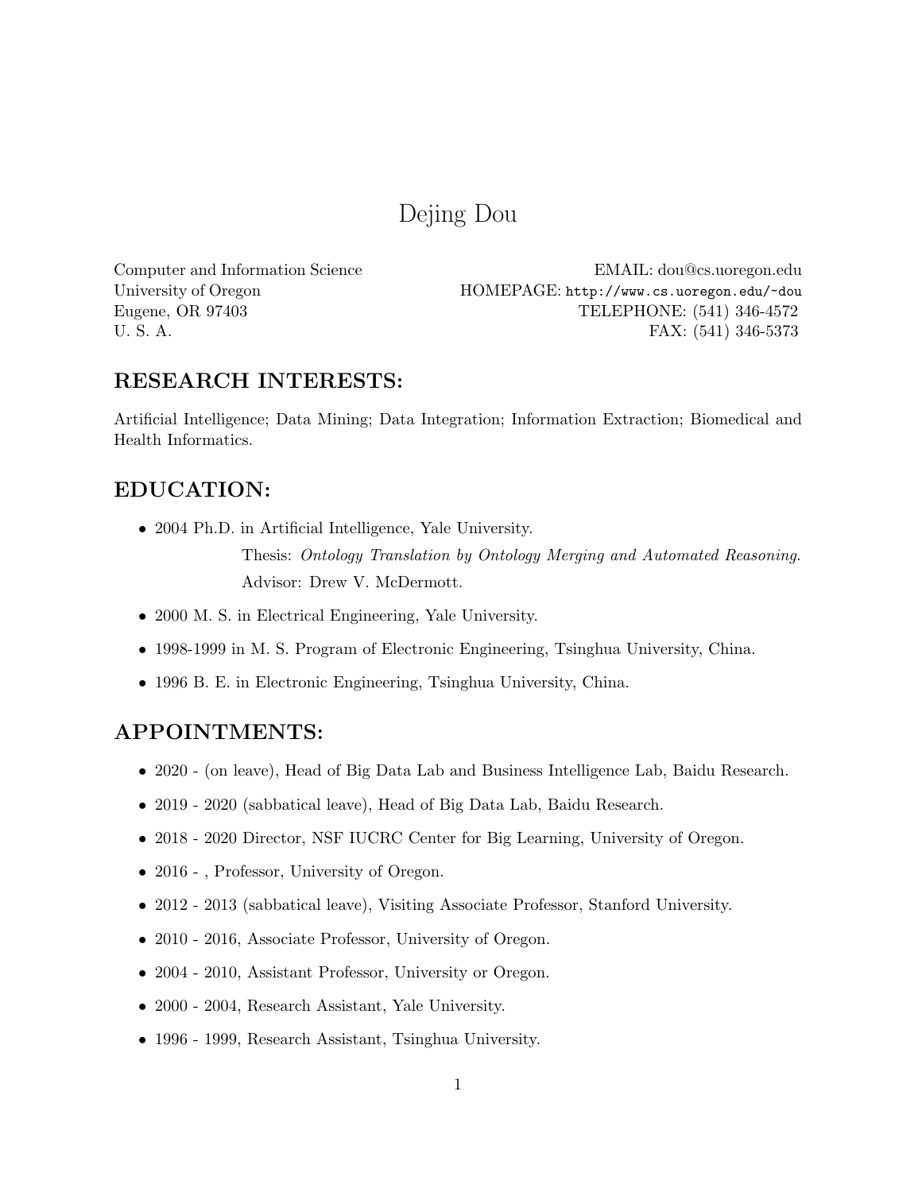# Dejing Dou

Computer and Information Science
University of Oregon
Eugene, OR 97403
U. S. A.

EMAIL: dou@cs.uoregon.edu
HOMEPAGE: http://www.cs.uoregon.edu/~dou
TELEPHONE: (541) 346-4572
FAX: (541) 346-5373

## RESEARCH INTERESTS:

Artificial Intelligence; Data Mining; Data Integration; Information Extraction; Biomedical and Health Informatics.

## EDUCATION:

- 2004 Ph.D. in Artificial Intelligence, Yale University.
  Thesis: *Ontology Translation by Ontology Merging and Automated Reasoning.*
  Advisor: Drew V. McDermott.
- 2000 M. S. in Electrical Engineering, Yale University.
- 1998-1999 in M. S. Program of Electronic Engineering, Tsinghua University, China.
- 1996 B. E. in Electronic Engineering, Tsinghua University, China.

## APPOINTMENTS:

- 2020 - (on leave), Head of Big Data Lab and Business Intelligence Lab, Baidu Research.
- 2019 - 2020 (sabbatical leave), Head of Big Data Lab, Baidu Research.
- 2018 - 2020 Director, NSF IUCRC Center for Big Learning, University of Oregon.
- 2016 - , Professor, University of Oregon.
- 2012 - 2013 (sabbatical leave), Visiting Associate Professor, Stanford University.
- 2010 - 2016, Associate Professor, University of Oregon.
- 2004 - 2010, Assistant Professor, University or Oregon.
- 2000 - 2004, Research Assistant, Yale University.
- 1996 - 1999, Research Assistant, Tsinghua University.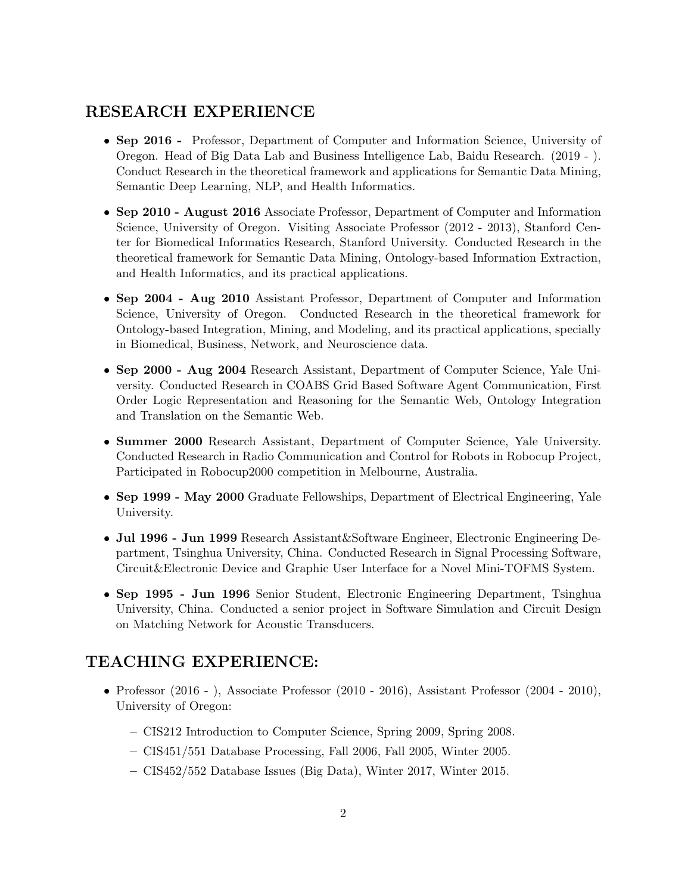## RESEARCH EXPERIENCE

- **Sep 2016 -** Professor, Department of Computer and Information Science, University of Oregon. Head of Big Data Lab and Business Intelligence Lab, Baidu Research. (2019 - ). Conduct Research in the theoretical framework and applications for Semantic Data Mining, Semantic Deep Learning, NLP, and Health Informatics.
- **Sep 2010 - August 2016** Associate Professor, Department of Computer and Information Science, University of Oregon. Visiting Associate Professor (2012 - 2013), Stanford Center for Biomedical Informatics Research, Stanford University. Conducted Research in the theoretical framework for Semantic Data Mining, Ontology-based Information Extraction, and Health Informatics, and its practical applications.
- **Sep 2004 - Aug 2010** Assistant Professor, Department of Computer and Information Science, University of Oregon. Conducted Research in the theoretical framework for Ontology-based Integration, Mining, and Modeling, and its practical applications, specially in Biomedical, Business, Network, and Neuroscience data.
- **Sep 2000 - Aug 2004** Research Assistant, Department of Computer Science, Yale University. Conducted Research in COABS Grid Based Software Agent Communication, First Order Logic Representation and Reasoning for the Semantic Web, Ontology Integration and Translation on the Semantic Web.
- **Summer 2000** Research Assistant, Department of Computer Science, Yale University. Conducted Research in Radio Communication and Control for Robots in Robocup Project, Participated in Robocup2000 competition in Melbourne, Australia.
- **Sep 1999 - May 2000** Graduate Fellowships, Department of Electrical Engineering, Yale University.
- **Jul 1996 - Jun 1999** Research Assistant&Software Engineer, Electronic Engineering Department, Tsinghua University, China. Conducted Research in Signal Processing Software, Circuit&Electronic Device and Graphic User Interface for a Novel Mini-TOFMS System.
- **Sep 1995 - Jun 1996** Senior Student, Electronic Engineering Department, Tsinghua University, China. Conducted a senior project in Software Simulation and Circuit Design on Matching Network for Acoustic Transducers.

## TEACHING EXPERIENCE:

- Professor (2016 - ), Associate Professor (2010 - 2016), Assistant Professor (2004 - 2010), University of Oregon:
  - CIS212 Introduction to Computer Science, Spring 2009, Spring 2008.
  - CIS451/551 Database Processing, Fall 2006, Fall 2005, Winter 2005.
  - CIS452/552 Database Issues (Big Data), Winter 2017, Winter 2015.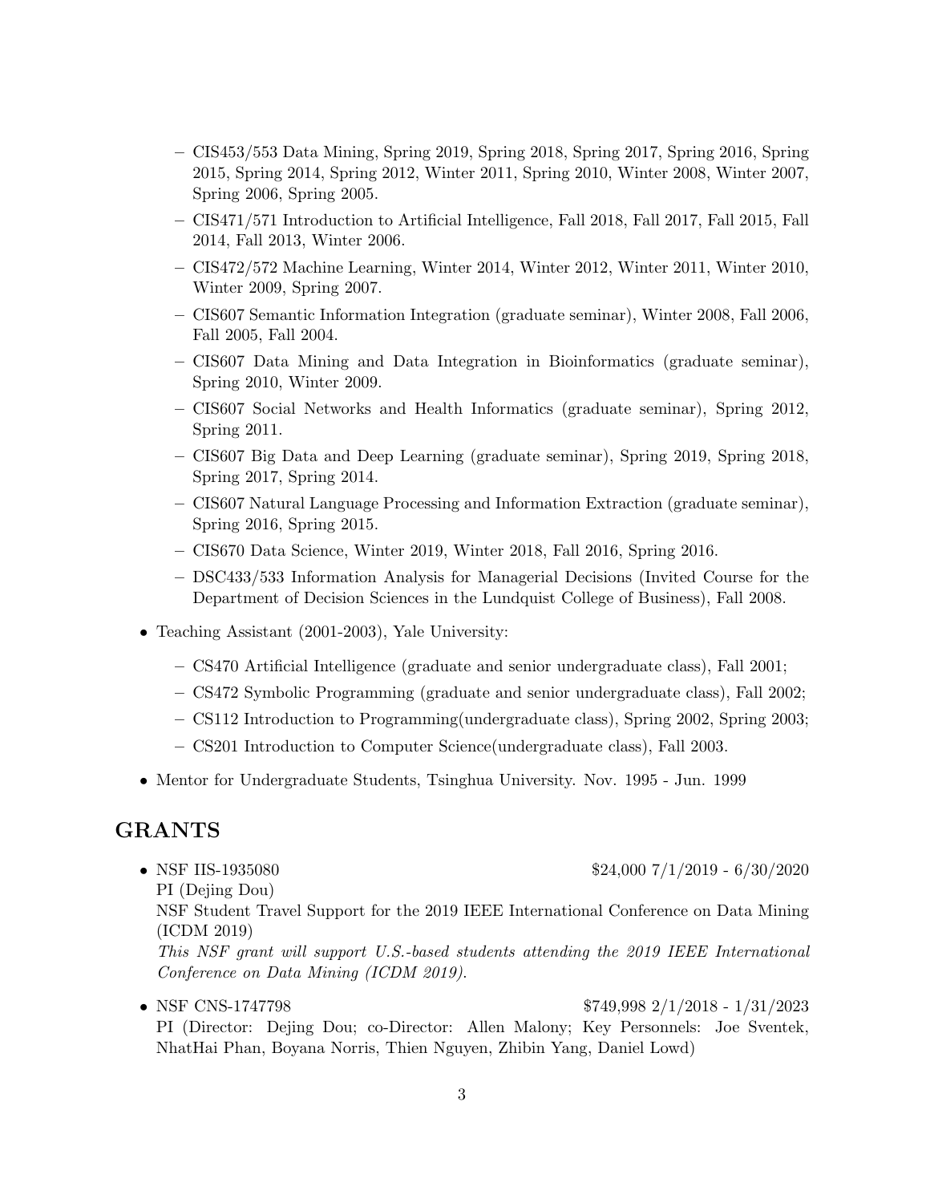- CIS453/553 Data Mining, Spring 2019, Spring 2018, Spring 2017, Spring 2016, Spring 2015, Spring 2014, Spring 2012, Winter 2011, Spring 2010, Winter 2008, Winter 2007, Spring 2006, Spring 2005.
  - CIS471/571 Introduction to Artificial Intelligence, Fall 2018, Fall 2017, Fall 2015, Fall 2014, Fall 2013, Winter 2006.
  - CIS472/572 Machine Learning, Winter 2014, Winter 2012, Winter 2011, Winter 2010, Winter 2009, Spring 2007.
  - CIS607 Semantic Information Integration (graduate seminar), Winter 2008, Fall 2006, Fall 2005, Fall 2004.
  - CIS607 Data Mining and Data Integration in Bioinformatics (graduate seminar), Spring 2010, Winter 2009.
  - CIS607 Social Networks and Health Informatics (graduate seminar), Spring 2012, Spring 2011.
  - CIS607 Big Data and Deep Learning (graduate seminar), Spring 2019, Spring 2018, Spring 2017, Spring 2014.
  - CIS607 Natural Language Processing and Information Extraction (graduate seminar), Spring 2016, Spring 2015.
  - CIS670 Data Science, Winter 2019, Winter 2018, Fall 2016, Spring 2016.
  - DSC433/533 Information Analysis for Managerial Decisions (Invited Course for the Department of Decision Sciences in the Lundquist College of Business), Fall 2008.

- Teaching Assistant (2001-2003), Yale University:
  - CS470 Artificial Intelligence (graduate and senior undergraduate class), Fall 2001;
  - CS472 Symbolic Programming (graduate and senior undergraduate class), Fall 2002;
  - CS112 Introduction to Programming(undergraduate class), Spring 2002, Spring 2003;
  - CS201 Introduction to Computer Science(undergraduate class), Fall 2003.

- Mentor for Undergraduate Students, Tsinghua University. Nov. 1995 - Jun. 1999

## GRANTS

- NSF IIS-1935080 — $24,000 7/1/2019 - 6/30/2020
  PI (Dejing Dou)
  NSF Student Travel Support for the 2019 IEEE International Conference on Data Mining (ICDM 2019)
  *This NSF grant will support U.S.-based students attending the 2019 IEEE International Conference on Data Mining (ICDM 2019).*

- NSF CNS-1747798 — $749,998 2/1/2018 - 1/31/2023
  PI (Director: Dejing Dou; co-Director: Allen Malony; Key Personnels: Joe Sventek, NhatHai Phan, Boyana Norris, Thien Nguyen, Zhibin Yang, Daniel Lowd)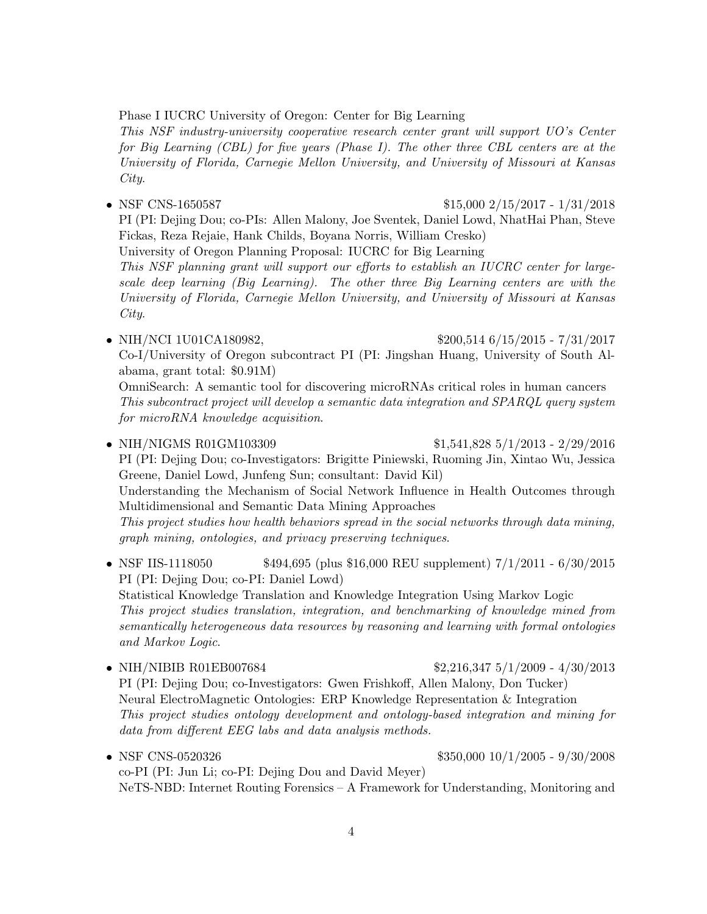Phase I IUCRC University of Oregon: Center for Big Learning
*This NSF industry-university cooperative research center grant will support UO's Center for Big Learning (CBL) for five years (Phase I). The other three CBL centers are at the University of Florida, Carnegie Mellon University, and University of Missouri at Kansas City.*

- NSF CNS-1650587 $15,000 2/15/2017 - 1/31/2018
  PI (PI: Dejing Dou; co-PIs: Allen Malony, Joe Sventek, Daniel Lowd, NhatHai Phan, Steve Fickas, Reza Rejaie, Hank Childs, Boyana Norris, William Cresko)
  University of Oregon Planning Proposal: IUCRC for Big Learning
  *This NSF planning grant will support our efforts to establish an IUCRC center for large-scale deep learning (Big Learning). The other three Big Learning centers are with the University of Florida, Carnegie Mellon University, and University of Missouri at Kansas City.*

- NIH/NCI 1U01CA180982, $200,514 6/15/2015 - 7/31/2017
  Co-I/University of Oregon subcontract PI (PI: Jingshan Huang, University of South Alabama, grant total: $0.91M)
  OmniSearch: A semantic tool for discovering microRNAs critical roles in human cancers
  *This subcontract project will develop a semantic data integration and SPARQL query system for microRNA knowledge acquisition.*

- NIH/NIGMS R01GM103309 $1,541,828 5/1/2013 - 2/29/2016
  PI (PI: Dejing Dou; co-Investigators: Brigitte Piniewski, Ruoming Jin, Xintao Wu, Jessica Greene, Daniel Lowd, Junfeng Sun; consultant: David Kil)
  Understanding the Mechanism of Social Network Influence in Health Outcomes through Multidimensional and Semantic Data Mining Approaches
  *This project studies how health behaviors spread in the social networks through data mining, graph mining, ontologies, and privacy preserving techniques.*

- NSF IIS-1118050 $494,695 (plus $16,000 REU supplement) 7/1/2011 - 6/30/2015
  PI (PI: Dejing Dou; co-PI: Daniel Lowd)
  Statistical Knowledge Translation and Knowledge Integration Using Markov Logic
  *This project studies translation, integration, and benchmarking of knowledge mined from semantically heterogeneous data resources by reasoning and learning with formal ontologies and Markov Logic.*

- NIH/NIBIB R01EB007684 $2,216,347 5/1/2009 - 4/30/2013
  PI (PI: Dejing Dou; co-Investigators: Gwen Frishkoff, Allen Malony, Don Tucker)
  Neural ElectroMagnetic Ontologies: ERP Knowledge Representation & Integration
  *This project studies ontology development and ontology-based integration and mining for data from different EEG labs and data analysis methods.*

- NSF CNS-0520326 $350,000 10/1/2005 - 9/30/2008
  co-PI (PI: Jun Li; co-PI: Dejing Dou and David Meyer)
  NeTS-NBD: Internet Routing Forensics – A Framework for Understanding, Monitoring and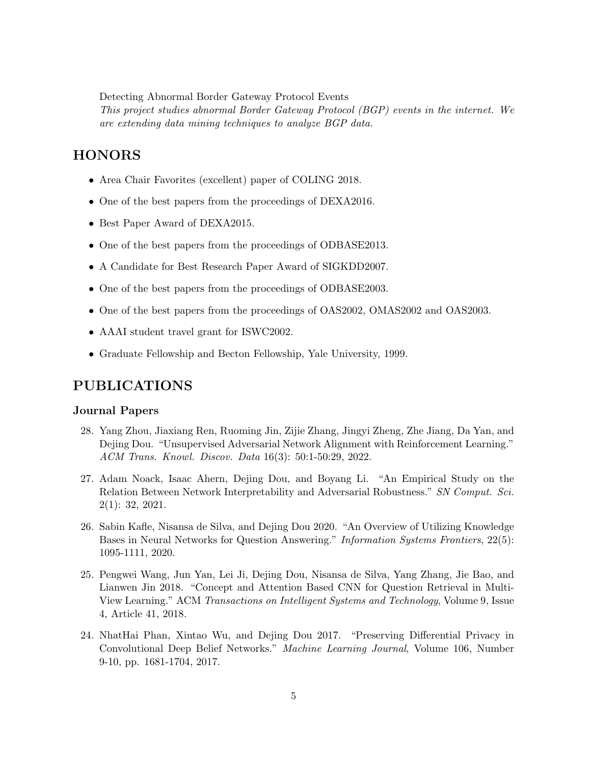Detecting Abnormal Border Gateway Protocol Events

*This project studies abnormal Border Gateway Protocol (BGP) events in the internet. We are extending data mining techniques to analyze BGP data.*

## HONORS

- Area Chair Favorites (excellent) paper of COLING 2018.
- One of the best papers from the proceedings of DEXA2016.
- Best Paper Award of DEXA2015.
- One of the best papers from the proceedings of ODBASE2013.
- A Candidate for Best Research Paper Award of SIGKDD2007.
- One of the best papers from the proceedings of ODBASE2003.
- One of the best papers from the proceedings of OAS2002, OMAS2002 and OAS2003.
- AAAI student travel grant for ISWC2002.
- Graduate Fellowship and Becton Fellowship, Yale University, 1999.

## PUBLICATIONS

### Journal Papers

28. Yang Zhou, Jiaxiang Ren, Ruoming Jin, Zijie Zhang, Jingyi Zheng, Zhe Jiang, Da Yan, and Dejing Dou. "Unsupervised Adversarial Network Alignment with Reinforcement Learning." *ACM Trans. Knowl. Discov. Data* 16(3): 50:1-50:29, 2022.

27. Adam Noack, Isaac Ahern, Dejing Dou, and Boyang Li. "An Empirical Study on the Relation Between Network Interpretability and Adversarial Robustness." *SN Comput. Sci.* 2(1): 32, 2021.

26. Sabin Kafle, Nisansa de Silva, and Dejing Dou 2020. "An Overview of Utilizing Knowledge Bases in Neural Networks for Question Answering." *Information Systems Frontiers*, 22(5): 1095-1111, 2020.

25. Pengwei Wang, Jun Yan, Lei Ji, Dejing Dou, Nisansa de Silva, Yang Zhang, Jie Bao, and Lianwen Jin 2018. "Concept and Attention Based CNN for Question Retrieval in Multi-View Learning." ACM *Transactions on Intelligent Systems and Technology*, Volume 9, Issue 4, Article 41, 2018.

24. NhatHai Phan, Xintao Wu, and Dejing Dou 2017. "Preserving Differential Privacy in Convolutional Deep Belief Networks." *Machine Learning Journal*, Volume 106, Number 9-10, pp. 1681-1704, 2017.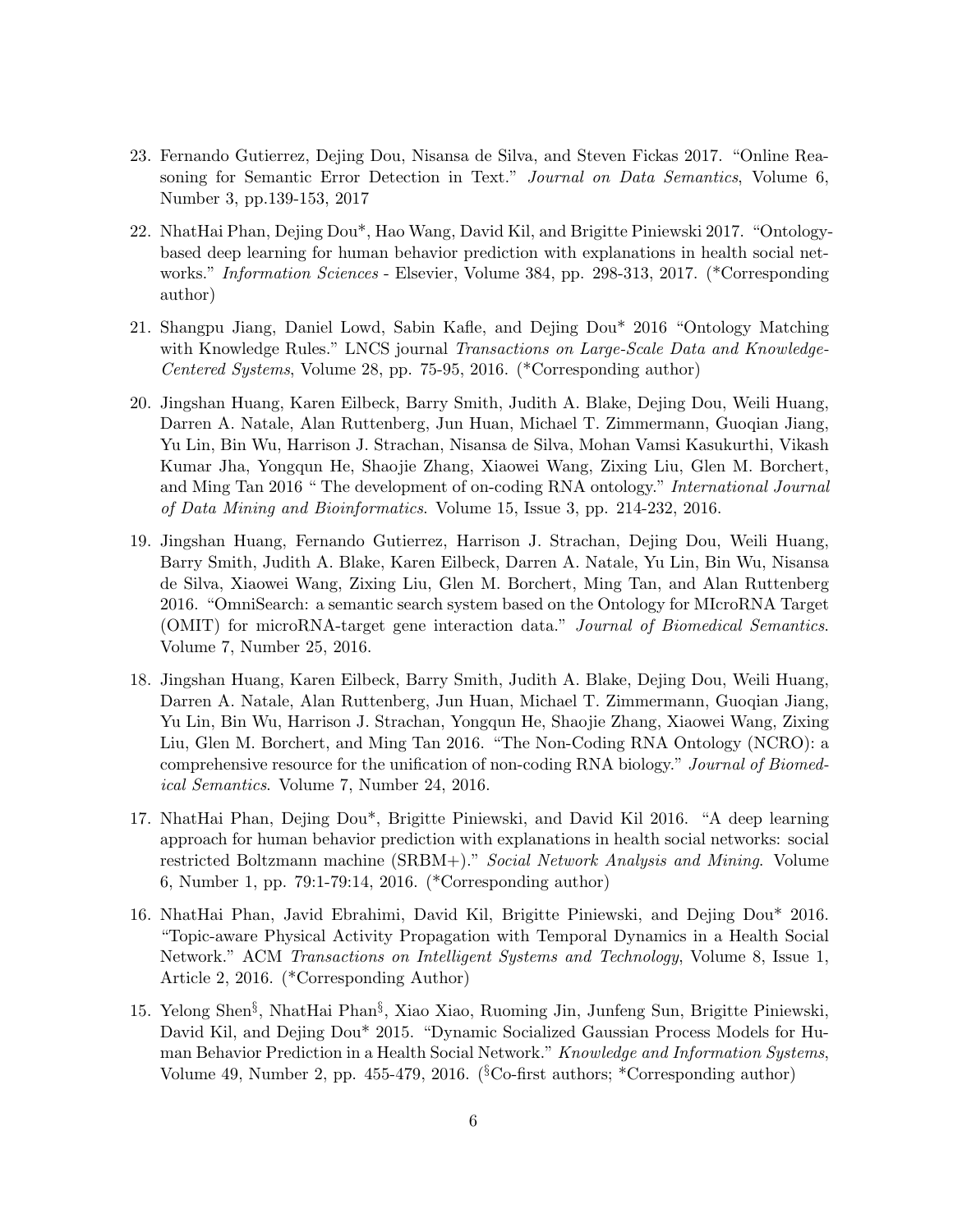23. Fernando Gutierrez, Dejing Dou, Nisansa de Silva, and Steven Fickas 2017. "Online Reasoning for Semantic Error Detection in Text." *Journal on Data Semantics*, Volume 6, Number 3, pp.139-153, 2017

22. NhatHai Phan, Dejing Dou*, Hao Wang, David Kil, and Brigitte Piniewski 2017. "Ontology-based deep learning for human behavior prediction with explanations in health social networks." *Information Sciences* - Elsevier, Volume 384, pp. 298-313, 2017. (*Corresponding author)

21. Shangpu Jiang, Daniel Lowd, Sabin Kafle, and Dejing Dou* 2016 "Ontology Matching with Knowledge Rules." LNCS journal *Transactions on Large-Scale Data and Knowledge-Centered Systems*, Volume 28, pp. 75-95, 2016. (*Corresponding author)

20. Jingshan Huang, Karen Eilbeck, Barry Smith, Judith A. Blake, Dejing Dou, Weili Huang, Darren A. Natale, Alan Ruttenberg, Jun Huan, Michael T. Zimmermann, Guoqian Jiang, Yu Lin, Bin Wu, Harrison J. Strachan, Nisansa de Silva, Mohan Vamsi Kasukurthi, Vikash Kumar Jha, Yongqun He, Shaojie Zhang, Xiaowei Wang, Zixing Liu, Glen M. Borchert, and Ming Tan 2016 " The development of on-coding RNA ontology." *International Journal of Data Mining and Bioinformatics*. Volume 15, Issue 3, pp. 214-232, 2016.

19. Jingshan Huang, Fernando Gutierrez, Harrison J. Strachan, Dejing Dou, Weili Huang, Barry Smith, Judith A. Blake, Karen Eilbeck, Darren A. Natale, Yu Lin, Bin Wu, Nisansa de Silva, Xiaowei Wang, Zixing Liu, Glen M. Borchert, Ming Tan, and Alan Ruttenberg 2016. "OmniSearch: a semantic search system based on the Ontology for MIcroRNA Target (OMIT) for microRNA-target gene interaction data." *Journal of Biomedical Semantics*. Volume 7, Number 25, 2016.

18. Jingshan Huang, Karen Eilbeck, Barry Smith, Judith A. Blake, Dejing Dou, Weili Huang, Darren A. Natale, Alan Ruttenberg, Jun Huan, Michael T. Zimmermann, Guoqian Jiang, Yu Lin, Bin Wu, Harrison J. Strachan, Yongqun He, Shaojie Zhang, Xiaowei Wang, Zixing Liu, Glen M. Borchert, and Ming Tan 2016. "The Non-Coding RNA Ontology (NCRO): a comprehensive resource for the unification of non-coding RNA biology." *Journal of Biomedical Semantics*. Volume 7, Number 24, 2016.

17. NhatHai Phan, Dejing Dou*, Brigitte Piniewski, and David Kil 2016. "A deep learning approach for human behavior prediction with explanations in health social networks: social restricted Boltzmann machine (SRBM+)." *Social Network Analysis and Mining*. Volume 6, Number 1, pp. 79:1-79:14, 2016. (*Corresponding author)

16. NhatHai Phan, Javid Ebrahimi, David Kil, Brigitte Piniewski, and Dejing Dou* 2016. "Topic-aware Physical Activity Propagation with Temporal Dynamics in a Health Social Network." ACM *Transactions on Intelligent Systems and Technology*, Volume 8, Issue 1, Article 2, 2016. (*Corresponding Author)

15. Yelong Shen§, NhatHai Phan§, Xiao Xiao, Ruoming Jin, Junfeng Sun, Brigitte Piniewski, David Kil, and Dejing Dou* 2015. "Dynamic Socialized Gaussian Process Models for Human Behavior Prediction in a Health Social Network." *Knowledge and Information Systems*, Volume 49, Number 2, pp. 455-479, 2016. (§Co-first authors; *Corresponding author)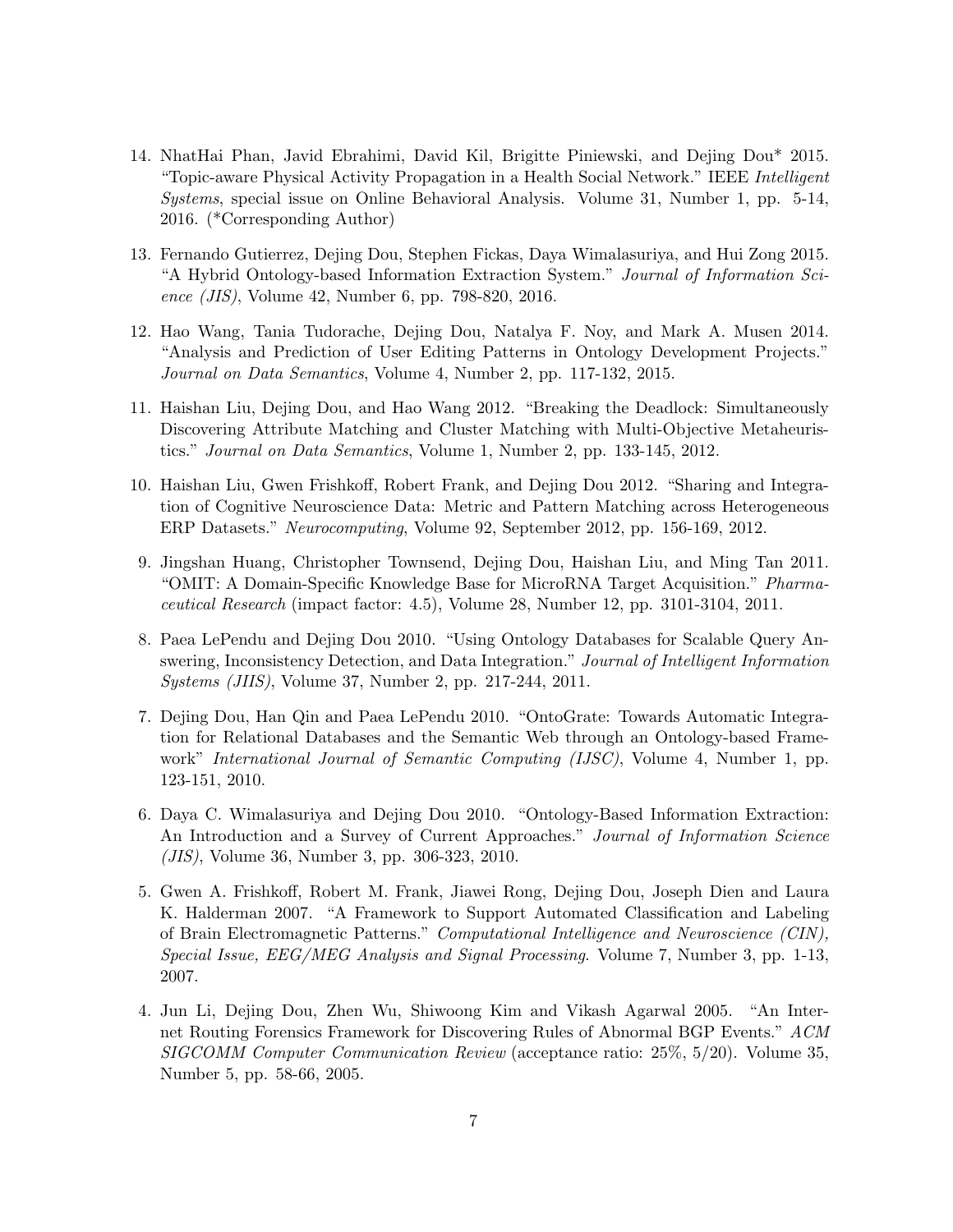14. NhatHai Phan, Javid Ebrahimi, David Kil, Brigitte Piniewski, and Dejing Dou* 2015. "Topic-aware Physical Activity Propagation in a Health Social Network." IEEE *Intelligent Systems*, special issue on Online Behavioral Analysis. Volume 31, Number 1, pp. 5-14, 2016. (*Corresponding Author)

13. Fernando Gutierrez, Dejing Dou, Stephen Fickas, Daya Wimalasuriya, and Hui Zong 2015. "A Hybrid Ontology-based Information Extraction System." *Journal of Information Science (JIS)*, Volume 42, Number 6, pp. 798-820, 2016.

12. Hao Wang, Tania Tudorache, Dejing Dou, Natalya F. Noy, and Mark A. Musen 2014. "Analysis and Prediction of User Editing Patterns in Ontology Development Projects." *Journal on Data Semantics*, Volume 4, Number 2, pp. 117-132, 2015.

11. Haishan Liu, Dejing Dou, and Hao Wang 2012. "Breaking the Deadlock: Simultaneously Discovering Attribute Matching and Cluster Matching with Multi-Objective Metaheuristics." *Journal on Data Semantics*, Volume 1, Number 2, pp. 133-145, 2012.

10. Haishan Liu, Gwen Frishkoff, Robert Frank, and Dejing Dou 2012. "Sharing and Integration of Cognitive Neuroscience Data: Metric and Pattern Matching across Heterogeneous ERP Datasets." *Neurocomputing*, Volume 92, September 2012, pp. 156-169, 2012.

9. Jingshan Huang, Christopher Townsend, Dejing Dou, Haishan Liu, and Ming Tan 2011. "OMIT: A Domain-Specific Knowledge Base for MicroRNA Target Acquisition." *Pharmaceutical Research* (impact factor: 4.5), Volume 28, Number 12, pp. 3101-3104, 2011.

8. Paea LePendu and Dejing Dou 2010. "Using Ontology Databases for Scalable Query Answering, Inconsistency Detection, and Data Integration." *Journal of Intelligent Information Systems (JIIS)*, Volume 37, Number 2, pp. 217-244, 2011.

7. Dejing Dou, Han Qin and Paea LePendu 2010. "OntoGrate: Towards Automatic Integration for Relational Databases and the Semantic Web through an Ontology-based Framework" *International Journal of Semantic Computing (IJSC)*, Volume 4, Number 1, pp. 123-151, 2010.

6. Daya C. Wimalasuriya and Dejing Dou 2010. "Ontology-Based Information Extraction: An Introduction and a Survey of Current Approaches." *Journal of Information Science (JIS)*, Volume 36, Number 3, pp. 306-323, 2010.

5. Gwen A. Frishkoff, Robert M. Frank, Jiawei Rong, Dejing Dou, Joseph Dien and Laura K. Halderman 2007. "A Framework to Support Automated Classification and Labeling of Brain Electromagnetic Patterns." *Computational Intelligence and Neuroscience (CIN), Special Issue, EEG/MEG Analysis and Signal Processing*. Volume 7, Number 3, pp. 1-13, 2007.

4. Jun Li, Dejing Dou, Zhen Wu, Shiwoong Kim and Vikash Agarwal 2005. "An Internet Routing Forensics Framework for Discovering Rules of Abnormal BGP Events." *ACM SIGCOMM Computer Communication Review* (acceptance ratio: 25%, 5/20). Volume 35, Number 5, pp. 58-66, 2005.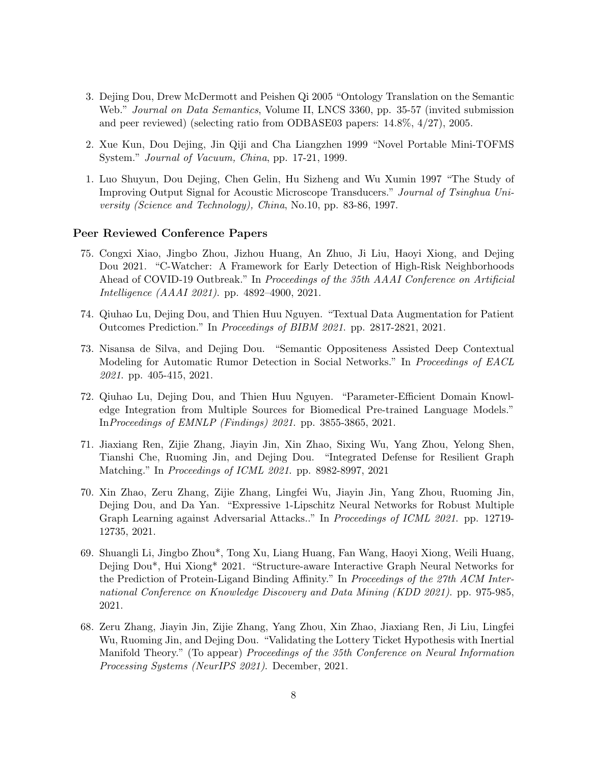3. Dejing Dou, Drew McDermott and Peishen Qi 2005 "Ontology Translation on the Semantic Web." *Journal on Data Semantics*, Volume II, LNCS 3360, pp. 35-57 (invited submission and peer reviewed) (selecting ratio from ODBASE03 papers: 14.8%, 4/27), 2005.

2. Xue Kun, Dou Dejing, Jin Qiji and Cha Liangzhen 1999 "Novel Portable Mini-TOFMS System." *Journal of Vacuum, China*, pp. 17-21, 1999.

1. Luo Shuyun, Dou Dejing, Chen Gelin, Hu Sizheng and Wu Xumin 1997 "The Study of Improving Output Signal for Acoustic Microscope Transducers." *Journal of Tsinghua University (Science and Technology), China*, No.10, pp. 83-86, 1997.

### Peer Reviewed Conference Papers

75. Congxi Xiao, Jingbo Zhou, Jizhou Huang, An Zhuo, Ji Liu, Haoyi Xiong, and Dejing Dou 2021. "C-Watcher: A Framework for Early Detection of High-Risk Neighborhoods Ahead of COVID-19 Outbreak." In *Proceedings of the 35th AAAI Conference on Artificial Intelligence (AAAI 2021)*. pp. 4892–4900, 2021.

74. Qiuhao Lu, Dejing Dou, and Thien Huu Nguyen. "Textual Data Augmentation for Patient Outcomes Prediction." In *Proceedings of BIBM 2021*. pp. 2817-2821, 2021.

73. Nisansa de Silva, and Dejing Dou. "Semantic Oppositeness Assisted Deep Contextual Modeling for Automatic Rumor Detection in Social Networks." In *Proceedings of EACL 2021*. pp. 405-415, 2021.

72. Qiuhao Lu, Dejing Dou, and Thien Huu Nguyen. "Parameter-Efficient Domain Knowledge Integration from Multiple Sources for Biomedical Pre-trained Language Models." In*Proceedings of EMNLP (Findings) 2021*. pp. 3855-3865, 2021.

71. Jiaxiang Ren, Zijie Zhang, Jiayin Jin, Xin Zhao, Sixing Wu, Yang Zhou, Yelong Shen, Tianshi Che, Ruoming Jin, and Dejing Dou. "Integrated Defense for Resilient Graph Matching." In *Proceedings of ICML 2021*. pp. 8982-8997, 2021

70. Xin Zhao, Zeru Zhang, Zijie Zhang, Lingfei Wu, Jiayin Jin, Yang Zhou, Ruoming Jin, Dejing Dou, and Da Yan. "Expressive 1-Lipschitz Neural Networks for Robust Multiple Graph Learning against Adversarial Attacks.." In *Proceedings of ICML 2021*. pp. 12719-12735, 2021.

69. Shuangli Li, Jingbo Zhou*, Tong Xu, Liang Huang, Fan Wang, Haoyi Xiong, Weili Huang, Dejing Dou*, Hui Xiong* 2021. "Structure-aware Interactive Graph Neural Networks for the Prediction of Protein-Ligand Binding Affinity." In *Proceedings of the 27th ACM International Conference on Knowledge Discovery and Data Mining (KDD 2021)*. pp. 975-985, 2021.

68. Zeru Zhang, Jiayin Jin, Zijie Zhang, Yang Zhou, Xin Zhao, Jiaxiang Ren, Ji Liu, Lingfei Wu, Ruoming Jin, and Dejing Dou. "Validating the Lottery Ticket Hypothesis with Inertial Manifold Theory." (To appear) *Proceedings of the 35th Conference on Neural Information Processing Systems (NeurIPS 2021)*. December, 2021.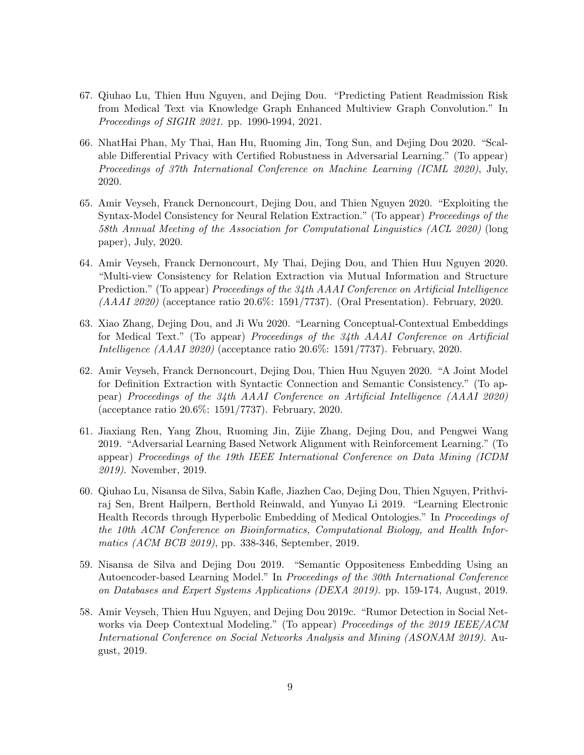67. Qiuhao Lu, Thien Huu Nguyen, and Dejing Dou. "Predicting Patient Readmission Risk from Medical Text via Knowledge Graph Enhanced Multiview Graph Convolution." In *Proceedings of SIGIR 2021.* pp. 1990-1994, 2021.

66. NhatHai Phan, My Thai, Han Hu, Ruoming Jin, Tong Sun, and Dejing Dou 2020. "Scalable Differential Privacy with Certified Robustness in Adversarial Learning." (To appear) *Proceedings of 37th International Conference on Machine Learning (ICML 2020)*, July, 2020.

65. Amir Veyseh, Franck Dernoncourt, Dejing Dou, and Thien Nguyen 2020. "Exploiting the Syntax-Model Consistency for Neural Relation Extraction." (To appear) *Proceedings of the 58th Annual Meeting of the Association for Computational Linguistics (ACL 2020)* (long paper), July, 2020.

64. Amir Veyseh, Franck Dernoncourt, My Thai, Dejing Dou, and Thien Huu Nguyen 2020. "Multi-view Consistency for Relation Extraction via Mutual Information and Structure Prediction." (To appear) *Proceedings of the 34th AAAI Conference on Artificial Intelligence (AAAI 2020)* (acceptance ratio 20.6%: 1591/7737). (Oral Presentation). February, 2020.

63. Xiao Zhang, Dejing Dou, and Ji Wu 2020. "Learning Conceptual-Contextual Embeddings for Medical Text." (To appear) *Proceedings of the 34th AAAI Conference on Artificial Intelligence (AAAI 2020)* (acceptance ratio 20.6%: 1591/7737). February, 2020.

62. Amir Veyseh, Franck Dernoncourt, Dejing Dou, Thien Huu Nguyen 2020. "A Joint Model for Definition Extraction with Syntactic Connection and Semantic Consistency." (To appear) *Proceedings of the 34th AAAI Conference on Artificial Intelligence (AAAI 2020)* (acceptance ratio 20.6%: 1591/7737). February, 2020.

61. Jiaxiang Ren, Yang Zhou, Ruoming Jin, Zijie Zhang, Dejing Dou, and Pengwei Wang 2019. "Adversarial Learning Based Network Alignment with Reinforcement Learning." (To appear) *Proceedings of the 19th IEEE International Conference on Data Mining (ICDM 2019)*. November, 2019.

60. Qiuhao Lu, Nisansa de Silva, Sabin Kafle, Jiazhen Cao, Dejing Dou, Thien Nguyen, Prithviraj Sen, Brent Hailpern, Berthold Reinwald, and Yunyao Li 2019. "Learning Electronic Health Records through Hyperbolic Embedding of Medical Ontologies." In *Proceedings of the 10th ACM Conference on Bioinformatics, Computational Biology, and Health Informatics (ACM BCB 2019)*, pp. 338-346, September, 2019.

59. Nisansa de Silva and Dejing Dou 2019. "Semantic Oppositeness Embedding Using an Autoencoder-based Learning Model." In *Proceedings of the 30th International Conference on Databases and Expert Systems Applications (DEXA 2019)*. pp. 159-174, August, 2019.

58. Amir Veyseh, Thien Huu Nguyen, and Dejing Dou 2019c. "Rumor Detection in Social Networks via Deep Contextual Modeling." (To appear) *Proceedings of the 2019 IEEE/ACM International Conference on Social Networks Analysis and Mining (ASONAM 2019)*. August, 2019.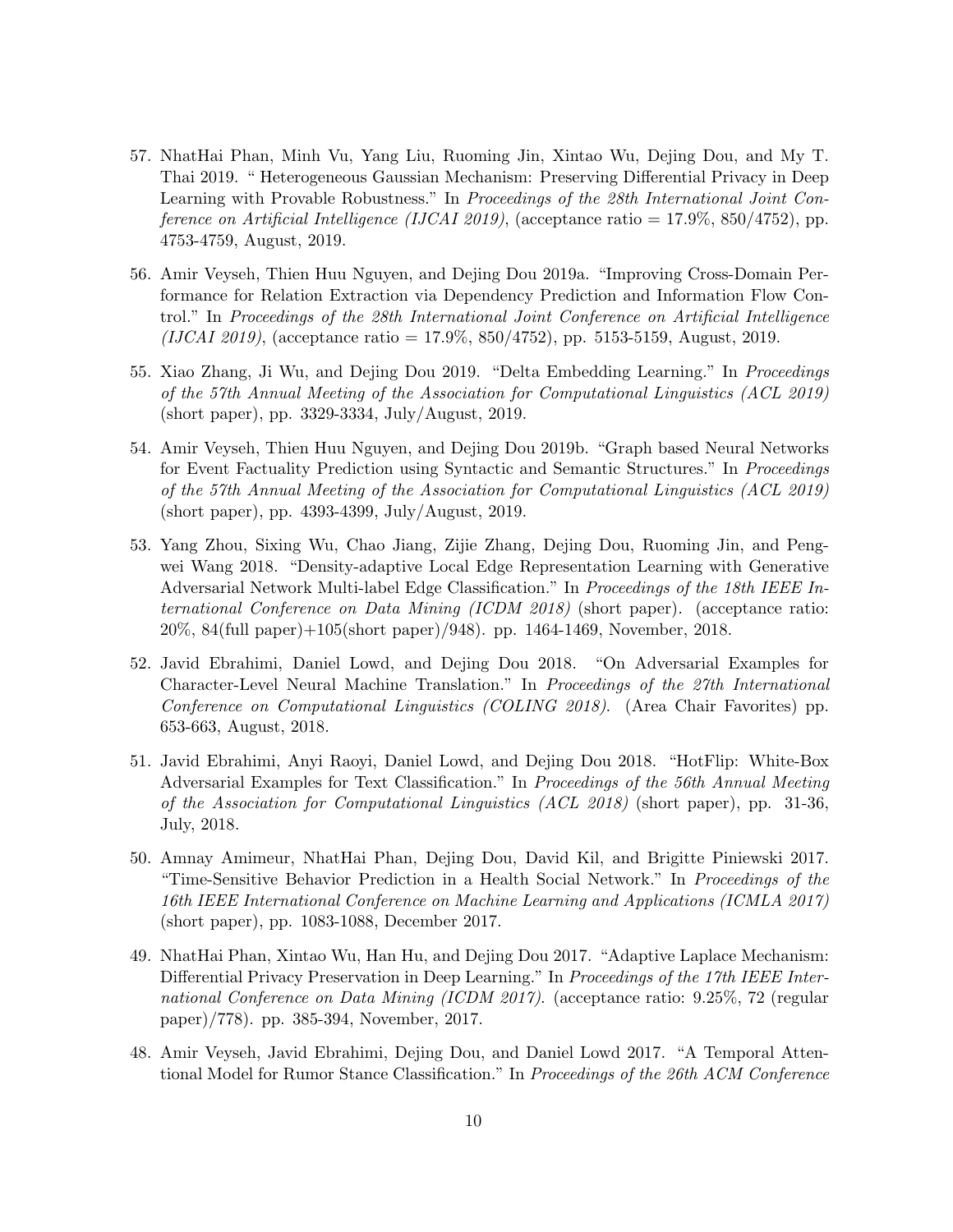57. NhatHai Phan, Minh Vu, Yang Liu, Ruoming Jin, Xintao Wu, Dejing Dou, and My T. Thai 2019. " Heterogeneous Gaussian Mechanism: Preserving Differential Privacy in Deep Learning with Provable Robustness." In *Proceedings of the 28th International Joint Conference on Artificial Intelligence (IJCAI 2019)*, (acceptance ratio = 17.9%, 850/4752), pp. 4753-4759, August, 2019.

56. Amir Veyseh, Thien Huu Nguyen, and Dejing Dou 2019a. "Improving Cross-Domain Performance for Relation Extraction via Dependency Prediction and Information Flow Control." In *Proceedings of the 28th International Joint Conference on Artificial Intelligence (IJCAI 2019)*, (acceptance ratio = 17.9%, 850/4752), pp. 5153-5159, August, 2019.

55. Xiao Zhang, Ji Wu, and Dejing Dou 2019. "Delta Embedding Learning." In *Proceedings of the 57th Annual Meeting of the Association for Computational Linguistics (ACL 2019)* (short paper), pp. 3329-3334, July/August, 2019.

54. Amir Veyseh, Thien Huu Nguyen, and Dejing Dou 2019b. "Graph based Neural Networks for Event Factuality Prediction using Syntactic and Semantic Structures." In *Proceedings of the 57th Annual Meeting of the Association for Computational Linguistics (ACL 2019)* (short paper), pp. 4393-4399, July/August, 2019.

53. Yang Zhou, Sixing Wu, Chao Jiang, Zijie Zhang, Dejing Dou, Ruoming Jin, and Pengwei Wang 2018. "Density-adaptive Local Edge Representation Learning with Generative Adversarial Network Multi-label Edge Classification." In *Proceedings of the 18th IEEE International Conference on Data Mining (ICDM 2018)* (short paper). (acceptance ratio: 20%, 84(full paper)+105(short paper)/948). pp. 1464-1469, November, 2018.

52. Javid Ebrahimi, Daniel Lowd, and Dejing Dou 2018. "On Adversarial Examples for Character-Level Neural Machine Translation." In *Proceedings of the 27th International Conference on Computational Linguistics (COLING 2018)*. (Area Chair Favorites) pp. 653-663, August, 2018.

51. Javid Ebrahimi, Anyi Raoyi, Daniel Lowd, and Dejing Dou 2018. "HotFlip: White-Box Adversarial Examples for Text Classification." In *Proceedings of the 56th Annual Meeting of the Association for Computational Linguistics (ACL 2018)* (short paper), pp. 31-36, July, 2018.

50. Amnay Amimeur, NhatHai Phan, Dejing Dou, David Kil, and Brigitte Piniewski 2017. "Time-Sensitive Behavior Prediction in a Health Social Network." In *Proceedings of the 16th IEEE International Conference on Machine Learning and Applications (ICMLA 2017)* (short paper), pp. 1083-1088, December 2017.

49. NhatHai Phan, Xintao Wu, Han Hu, and Dejing Dou 2017. "Adaptive Laplace Mechanism: Differential Privacy Preservation in Deep Learning." In *Proceedings of the 17th IEEE International Conference on Data Mining (ICDM 2017)*. (acceptance ratio: 9.25%, 72 (regular paper)/778). pp. 385-394, November, 2017.

48. Amir Veyseh, Javid Ebrahimi, Dejing Dou, and Daniel Lowd 2017. "A Temporal Attentional Model for Rumor Stance Classification." In *Proceedings of the 26th ACM Conference*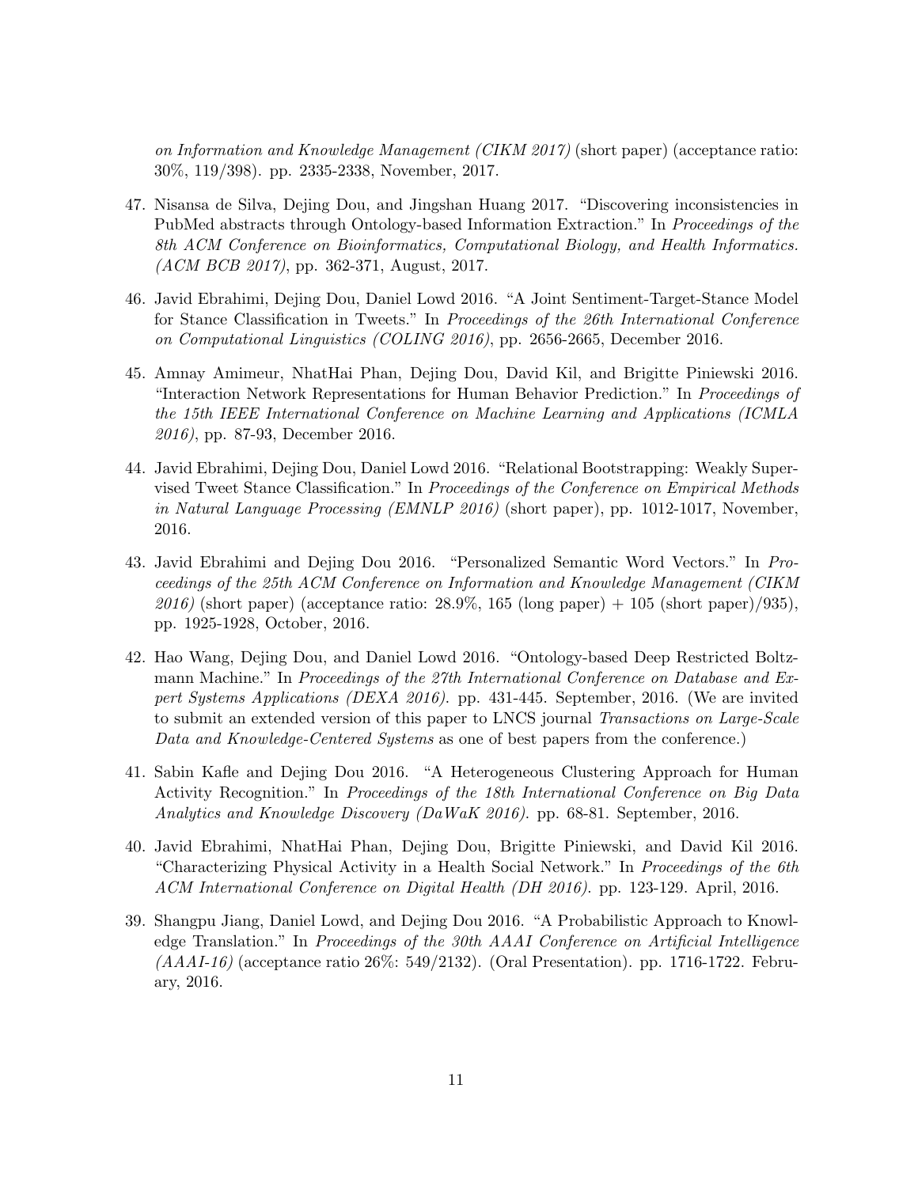*on Information and Knowledge Management (CIKM 2017)* (short paper) (acceptance ratio: 30%, 119/398). pp. 2335-2338, November, 2017.

47. Nisansa de Silva, Dejing Dou, and Jingshan Huang 2017. "Discovering inconsistencies in PubMed abstracts through Ontology-based Information Extraction." In *Proceedings of the 8th ACM Conference on Bioinformatics, Computational Biology, and Health Informatics. (ACM BCB 2017)*, pp. 362-371, August, 2017.

46. Javid Ebrahimi, Dejing Dou, Daniel Lowd 2016. "A Joint Sentiment-Target-Stance Model for Stance Classification in Tweets." In *Proceedings of the 26th International Conference on Computational Linguistics (COLING 2016)*, pp. 2656-2665, December 2016.

45. Amnay Amimeur, NhatHai Phan, Dejing Dou, David Kil, and Brigitte Piniewski 2016. "Interaction Network Representations for Human Behavior Prediction." In *Proceedings of the 15th IEEE International Conference on Machine Learning and Applications (ICMLA 2016)*, pp. 87-93, December 2016.

44. Javid Ebrahimi, Dejing Dou, Daniel Lowd 2016. "Relational Bootstrapping: Weakly Supervised Tweet Stance Classification." In *Proceedings of the Conference on Empirical Methods in Natural Language Processing (EMNLP 2016)* (short paper), pp. 1012-1017, November, 2016.

43. Javid Ebrahimi and Dejing Dou 2016. "Personalized Semantic Word Vectors." In *Proceedings of the 25th ACM Conference on Information and Knowledge Management (CIKM 2016)* (short paper) (acceptance ratio: 28.9%, 165 (long paper) + 105 (short paper)/935), pp. 1925-1928, October, 2016.

42. Hao Wang, Dejing Dou, and Daniel Lowd 2016. "Ontology-based Deep Restricted Boltzmann Machine." In *Proceedings of the 27th International Conference on Database and Expert Systems Applications (DEXA 2016)*. pp. 431-445. September, 2016. (We are invited to submit an extended version of this paper to LNCS journal *Transactions on Large-Scale Data and Knowledge-Centered Systems* as one of best papers from the conference.)

41. Sabin Kafle and Dejing Dou 2016. "A Heterogeneous Clustering Approach for Human Activity Recognition." In *Proceedings of the 18th International Conference on Big Data Analytics and Knowledge Discovery (DaWaK 2016)*. pp. 68-81. September, 2016.

40. Javid Ebrahimi, NhatHai Phan, Dejing Dou, Brigitte Piniewski, and David Kil 2016. "Characterizing Physical Activity in a Health Social Network." In *Proceedings of the 6th ACM International Conference on Digital Health (DH 2016)*. pp. 123-129. April, 2016.

39. Shangpu Jiang, Daniel Lowd, and Dejing Dou 2016. "A Probabilistic Approach to Knowledge Translation." In *Proceedings of the 30th AAAI Conference on Artificial Intelligence (AAAI-16)* (acceptance ratio 26%: 549/2132). (Oral Presentation). pp. 1716-1722. February, 2016.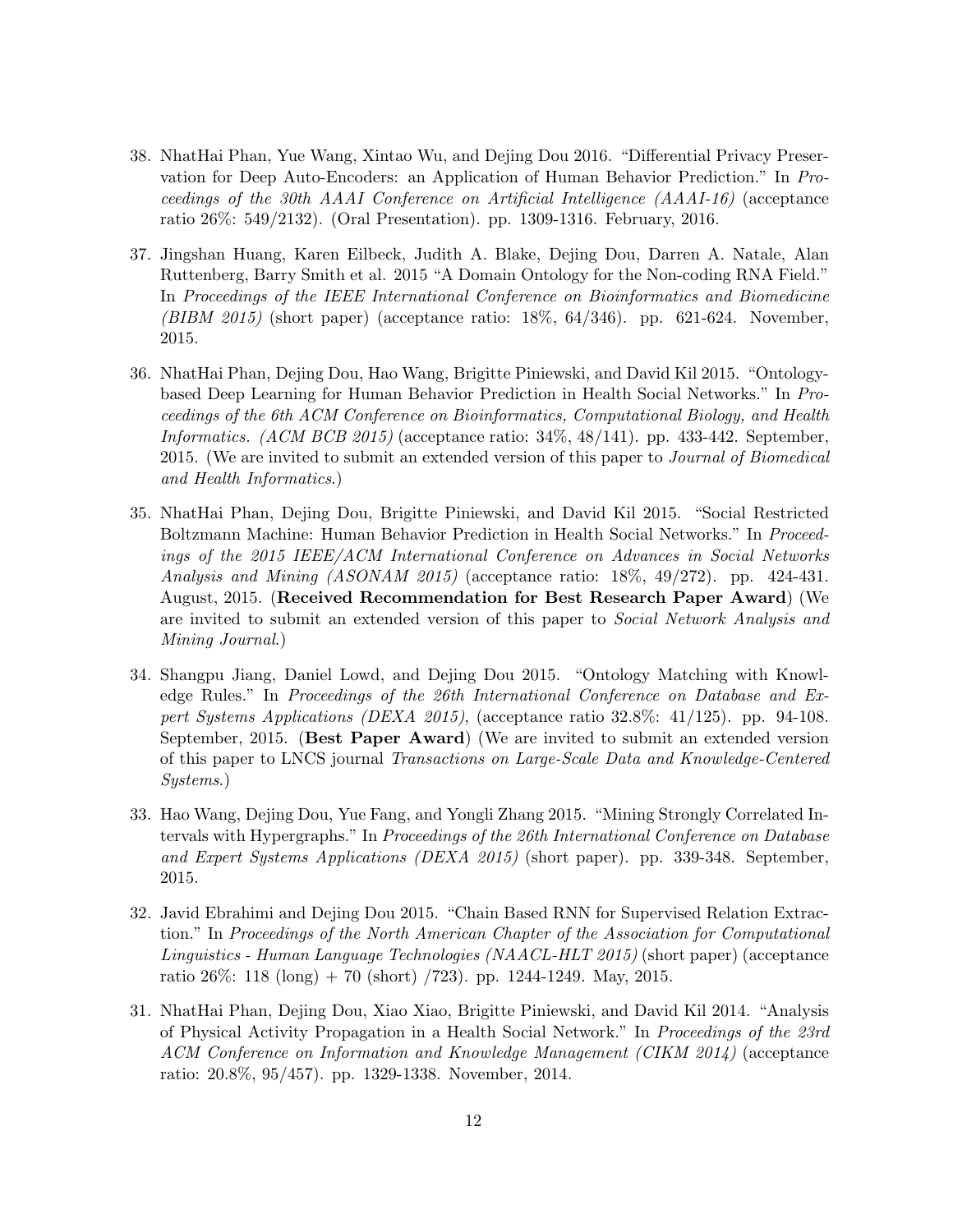38. NhatHai Phan, Yue Wang, Xintao Wu, and Dejing Dou 2016. "Differential Privacy Preservation for Deep Auto-Encoders: an Application of Human Behavior Prediction." In *Proceedings of the 30th AAAI Conference on Artificial Intelligence (AAAI-16)* (acceptance ratio 26%: 549/2132). (Oral Presentation). pp. 1309-1316. February, 2016.

37. Jingshan Huang, Karen Eilbeck, Judith A. Blake, Dejing Dou, Darren A. Natale, Alan Ruttenberg, Barry Smith et al. 2015 "A Domain Ontology for the Non-coding RNA Field." In *Proceedings of the IEEE International Conference on Bioinformatics and Biomedicine (BIBM 2015)* (short paper) (acceptance ratio: 18%, 64/346). pp. 621-624. November, 2015.

36. NhatHai Phan, Dejing Dou, Hao Wang, Brigitte Piniewski, and David Kil 2015. "Ontology-based Deep Learning for Human Behavior Prediction in Health Social Networks." In *Proceedings of the 6th ACM Conference on Bioinformatics, Computational Biology, and Health Informatics. (ACM BCB 2015)* (acceptance ratio: 34%, 48/141). pp. 433-442. September, 2015. (We are invited to submit an extended version of this paper to *Journal of Biomedical and Health Informatics*.)

35. NhatHai Phan, Dejing Dou, Brigitte Piniewski, and David Kil 2015. "Social Restricted Boltzmann Machine: Human Behavior Prediction in Health Social Networks." In *Proceedings of the 2015 IEEE/ACM International Conference on Advances in Social Networks Analysis and Mining (ASONAM 2015)* (acceptance ratio: 18%, 49/272). pp. 424-431. August, 2015. (**Received Recommendation for Best Research Paper Award**) (We are invited to submit an extended version of this paper to *Social Network Analysis and Mining Journal*.)

34. Shangpu Jiang, Daniel Lowd, and Dejing Dou 2015. "Ontology Matching with Knowledge Rules." In *Proceedings of the 26th International Conference on Database and Expert Systems Applications (DEXA 2015)*, (acceptance ratio 32.8%: 41/125). pp. 94-108. September, 2015. (**Best Paper Award**) (We are invited to submit an extended version of this paper to LNCS journal *Transactions on Large-Scale Data and Knowledge-Centered Systems*.)

33. Hao Wang, Dejing Dou, Yue Fang, and Yongli Zhang 2015. "Mining Strongly Correlated Intervals with Hypergraphs." In *Proceedings of the 26th International Conference on Database and Expert Systems Applications (DEXA 2015)* (short paper). pp. 339-348. September, 2015.

32. Javid Ebrahimi and Dejing Dou 2015. "Chain Based RNN for Supervised Relation Extraction." In *Proceedings of the North American Chapter of the Association for Computational Linguistics - Human Language Technologies (NAACL-HLT 2015)* (short paper) (acceptance ratio 26%: 118 (long) + 70 (short) /723). pp. 1244-1249. May, 2015.

31. NhatHai Phan, Dejing Dou, Xiao Xiao, Brigitte Piniewski, and David Kil 2014. "Analysis of Physical Activity Propagation in a Health Social Network." In *Proceedings of the 23rd ACM Conference on Information and Knowledge Management (CIKM 2014)* (acceptance ratio: 20.8%, 95/457). pp. 1329-1338. November, 2014.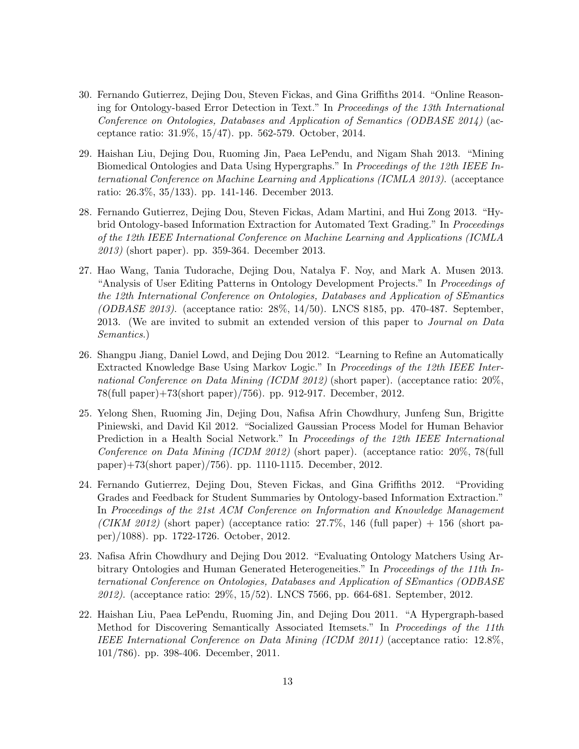30. Fernando Gutierrez, Dejing Dou, Steven Fickas, and Gina Griffiths 2014. "Online Reasoning for Ontology-based Error Detection in Text." In *Proceedings of the 13th International Conference on Ontologies, Databases and Application of Semantics (ODBASE 2014)* (acceptance ratio: 31.9%, 15/47). pp. 562-579. October, 2014.

29. Haishan Liu, Dejing Dou, Ruoming Jin, Paea LePendu, and Nigam Shah 2013. "Mining Biomedical Ontologies and Data Using Hypergraphs." In *Proceedings of the 12th IEEE International Conference on Machine Learning and Applications (ICMLA 2013).* (acceptance ratio: 26.3%, 35/133). pp. 141-146. December 2013.

28. Fernando Gutierrez, Dejing Dou, Steven Fickas, Adam Martini, and Hui Zong 2013. "Hybrid Ontology-based Information Extraction for Automated Text Grading." In *Proceedings of the 12th IEEE International Conference on Machine Learning and Applications (ICMLA 2013)* (short paper). pp. 359-364. December 2013.

27. Hao Wang, Tania Tudorache, Dejing Dou, Natalya F. Noy, and Mark A. Musen 2013. "Analysis of User Editing Patterns in Ontology Development Projects." In *Proceedings of the 12th International Conference on Ontologies, Databases and Application of SEmantics (ODBASE 2013).* (acceptance ratio: 28%, 14/50). LNCS 8185, pp. 470-487. September, 2013. (We are invited to submit an extended version of this paper to *Journal on Data Semantics*.)

26. Shangpu Jiang, Daniel Lowd, and Dejing Dou 2012. "Learning to Refine an Automatically Extracted Knowledge Base Using Markov Logic." In *Proceedings of the 12th IEEE International Conference on Data Mining (ICDM 2012)* (short paper). (acceptance ratio: 20%, 78(full paper)+73(short paper)/756). pp. 912-917. December, 2012.

25. Yelong Shen, Ruoming Jin, Dejing Dou, Nafisa Afrin Chowdhury, Junfeng Sun, Brigitte Piniewski, and David Kil 2012. "Socialized Gaussian Process Model for Human Behavior Prediction in a Health Social Network." In *Proceedings of the 12th IEEE International Conference on Data Mining (ICDM 2012)* (short paper). (acceptance ratio: 20%, 78(full paper)+73(short paper)/756). pp. 1110-1115. December, 2012.

24. Fernando Gutierrez, Dejing Dou, Steven Fickas, and Gina Griffiths 2012. "Providing Grades and Feedback for Student Summaries by Ontology-based Information Extraction." In *Proceedings of the 21st ACM Conference on Information and Knowledge Management (CIKM 2012)* (short paper) (acceptance ratio: 27.7%, 146 (full paper) + 156 (short paper)/1088). pp. 1722-1726. October, 2012.

23. Nafisa Afrin Chowdhury and Dejing Dou 2012. "Evaluating Ontology Matchers Using Arbitrary Ontologies and Human Generated Heterogeneities." In *Proceedings of the 11th International Conference on Ontologies, Databases and Application of SEmantics (ODBASE 2012).* (acceptance ratio: 29%, 15/52). LNCS 7566, pp. 664-681. September, 2012.

22. Haishan Liu, Paea LePendu, Ruoming Jin, and Dejing Dou 2011. "A Hypergraph-based Method for Discovering Semantically Associated Itemsets." In *Proceedings of the 11th IEEE International Conference on Data Mining (ICDM 2011)* (acceptance ratio: 12.8%, 101/786). pp. 398-406. December, 2011.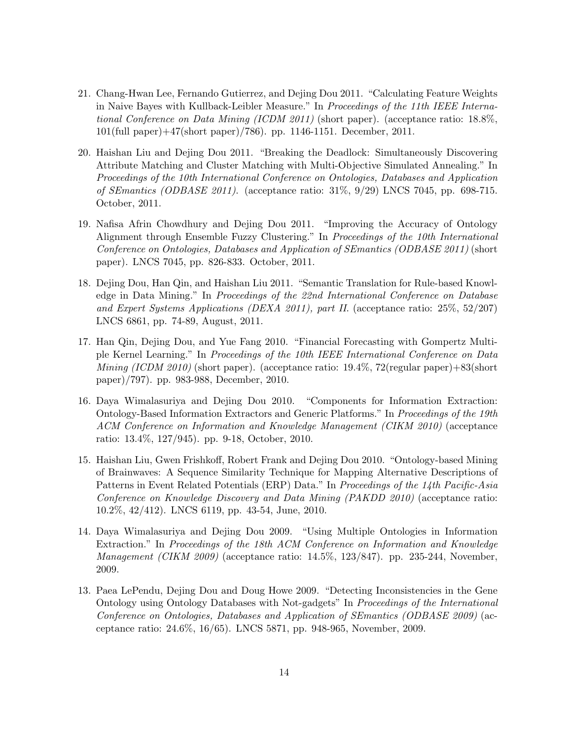21. Chang-Hwan Lee, Fernando Gutierrez, and Dejing Dou 2011. "Calculating Feature Weights in Naive Bayes with Kullback-Leibler Measure." In *Proceedings of the 11th IEEE International Conference on Data Mining (ICDM 2011)* (short paper). (acceptance ratio: 18.8%, 101(full paper)+47(short paper)/786). pp. 1146-1151. December, 2011.

20. Haishan Liu and Dejing Dou 2011. "Breaking the Deadlock: Simultaneously Discovering Attribute Matching and Cluster Matching with Multi-Objective Simulated Annealing." In *Proceedings of the 10th International Conference on Ontologies, Databases and Application of SEmantics (ODBASE 2011).* (acceptance ratio: 31%, 9/29) LNCS 7045, pp. 698-715. October, 2011.

19. Nafisa Afrin Chowdhury and Dejing Dou 2011. "Improving the Accuracy of Ontology Alignment through Ensemble Fuzzy Clustering." In *Proceedings of the 10th International Conference on Ontologies, Databases and Application of SEmantics (ODBASE 2011)* (short paper). LNCS 7045, pp. 826-833. October, 2011.

18. Dejing Dou, Han Qin, and Haishan Liu 2011. "Semantic Translation for Rule-based Knowledge in Data Mining." In *Proceedings of the 22nd International Conference on Database and Expert Systems Applications (DEXA 2011), part II.* (acceptance ratio: 25%, 52/207) LNCS 6861, pp. 74-89, August, 2011.

17. Han Qin, Dejing Dou, and Yue Fang 2010. "Financial Forecasting with Gompertz Multiple Kernel Learning." In *Proceedings of the 10th IEEE International Conference on Data Mining (ICDM 2010)* (short paper). (acceptance ratio: 19.4%, 72(regular paper)+83(short paper)/797). pp. 983-988, December, 2010.

16. Daya Wimalasuriya and Dejing Dou 2010. "Components for Information Extraction: Ontology-Based Information Extractors and Generic Platforms." In *Proceedings of the 19th ACM Conference on Information and Knowledge Management (CIKM 2010)* (acceptance ratio: 13.4%, 127/945). pp. 9-18, October, 2010.

15. Haishan Liu, Gwen Frishkoff, Robert Frank and Dejing Dou 2010. "Ontology-based Mining of Brainwaves: A Sequence Similarity Technique for Mapping Alternative Descriptions of Patterns in Event Related Potentials (ERP) Data." In *Proceedings of the 14th Pacific-Asia Conference on Knowledge Discovery and Data Mining (PAKDD 2010)* (acceptance ratio: 10.2%, 42/412). LNCS 6119, pp. 43-54, June, 2010.

14. Daya Wimalasuriya and Dejing Dou 2009. "Using Multiple Ontologies in Information Extraction." In *Proceedings of the 18th ACM Conference on Information and Knowledge Management (CIKM 2009)* (acceptance ratio: 14.5%, 123/847). pp. 235-244, November, 2009.

13. Paea LePendu, Dejing Dou and Doug Howe 2009. "Detecting Inconsistencies in the Gene Ontology using Ontology Databases with Not-gadgets" In *Proceedings of the International Conference on Ontologies, Databases and Application of SEmantics (ODBASE 2009)* (acceptance ratio: 24.6%, 16/65). LNCS 5871, pp. 948-965, November, 2009.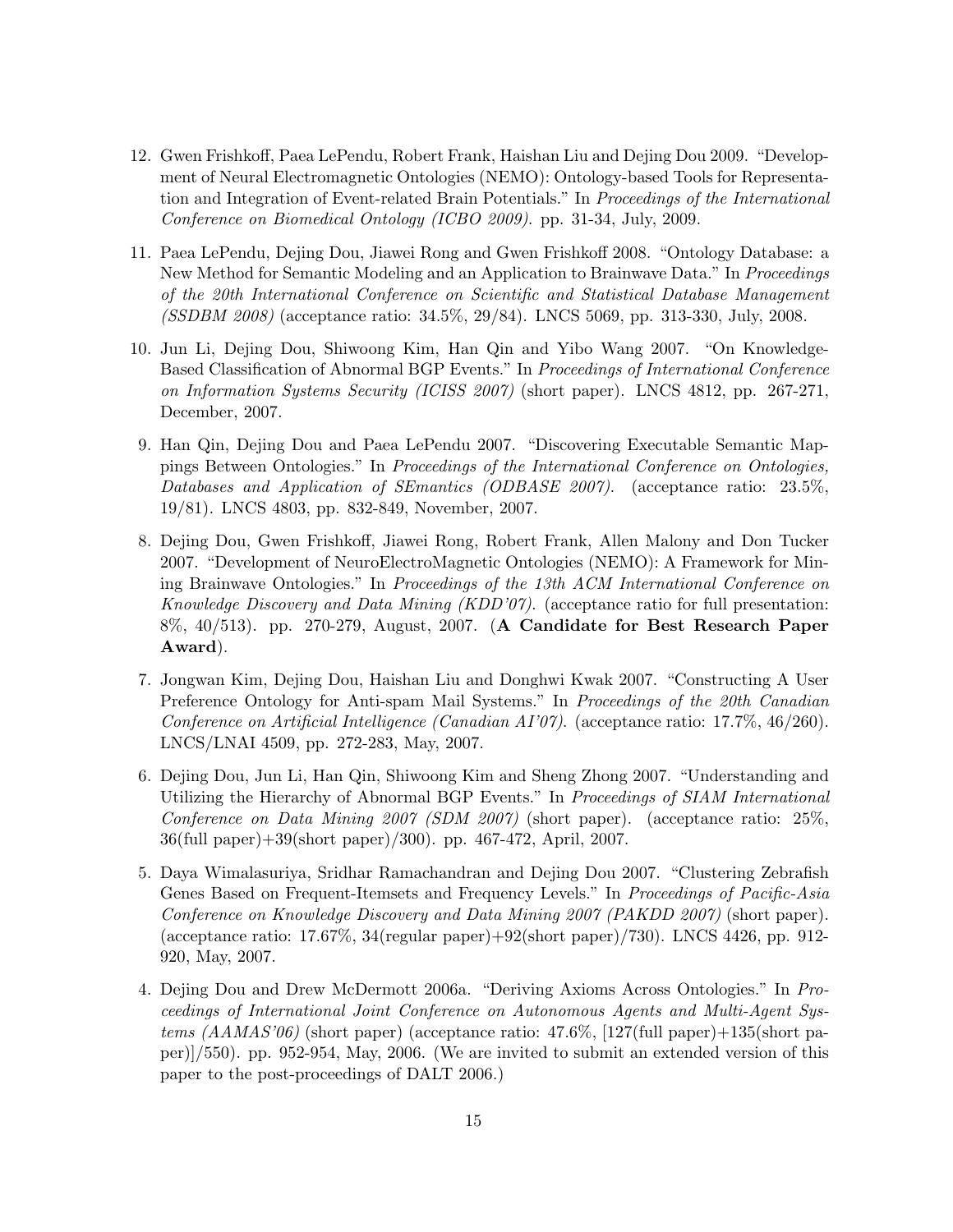12. Gwen Frishkoff, Paea LePendu, Robert Frank, Haishan Liu and Dejing Dou 2009. "Development of Neural Electromagnetic Ontologies (NEMO): Ontology-based Tools for Representation and Integration of Event-related Brain Potentials." In *Proceedings of the International Conference on Biomedical Ontology (ICBO 2009)*. pp. 31-34, July, 2009.

11. Paea LePendu, Dejing Dou, Jiawei Rong and Gwen Frishkoff 2008. "Ontology Database: a New Method for Semantic Modeling and an Application to Brainwave Data." In *Proceedings of the 20th International Conference on Scientific and Statistical Database Management (SSDBM 2008)* (acceptance ratio: 34.5%, 29/84). LNCS 5069, pp. 313-330, July, 2008.

10. Jun Li, Dejing Dou, Shiwoong Kim, Han Qin and Yibo Wang 2007. "On Knowledge-Based Classification of Abnormal BGP Events." In *Proceedings of International Conference on Information Systems Security (ICISS 2007)* (short paper). LNCS 4812, pp. 267-271, December, 2007.

9. Han Qin, Dejing Dou and Paea LePendu 2007. "Discovering Executable Semantic Mappings Between Ontologies." In *Proceedings of the International Conference on Ontologies, Databases and Application of SEmantics (ODBASE 2007)*. (acceptance ratio: 23.5%, 19/81). LNCS 4803, pp. 832-849, November, 2007.

8. Dejing Dou, Gwen Frishkoff, Jiawei Rong, Robert Frank, Allen Malony and Don Tucker 2007. "Development of NeuroElectroMagnetic Ontologies (NEMO): A Framework for Mining Brainwave Ontologies." In *Proceedings of the 13th ACM International Conference on Knowledge Discovery and Data Mining (KDD'07)*. (acceptance ratio for full presentation: 8%, 40/513). pp. 270-279, August, 2007. (**A Candidate for Best Research Paper Award**).

7. Jongwan Kim, Dejing Dou, Haishan Liu and Donghwi Kwak 2007. "Constructing A User Preference Ontology for Anti-spam Mail Systems." In *Proceedings of the 20th Canadian Conference on Artificial Intelligence (Canadian AI'07)*. (acceptance ratio: 17.7%, 46/260). LNCS/LNAI 4509, pp. 272-283, May, 2007.

6. Dejing Dou, Jun Li, Han Qin, Shiwoong Kim and Sheng Zhong 2007. "Understanding and Utilizing the Hierarchy of Abnormal BGP Events." In *Proceedings of SIAM International Conference on Data Mining 2007 (SDM 2007)* (short paper). (acceptance ratio: 25%, 36(full paper)+39(short paper)/300). pp. 467-472, April, 2007.

5. Daya Wimalasuriya, Sridhar Ramachandran and Dejing Dou 2007. "Clustering Zebrafish Genes Based on Frequent-Itemsets and Frequency Levels." In *Proceedings of Pacific-Asia Conference on Knowledge Discovery and Data Mining 2007 (PAKDD 2007)* (short paper). (acceptance ratio: 17.67%, 34(regular paper)+92(short paper)/730). LNCS 4426, pp. 912-920, May, 2007.

4. Dejing Dou and Drew McDermott 2006a. "Deriving Axioms Across Ontologies." In *Proceedings of International Joint Conference on Autonomous Agents and Multi-Agent Systems (AAMAS'06)* (short paper) (acceptance ratio: 47.6%, [127(full paper)+135(short paper)]/550). pp. 952-954, May, 2006. (We are invited to submit an extended version of this paper to the post-proceedings of DALT 2006.)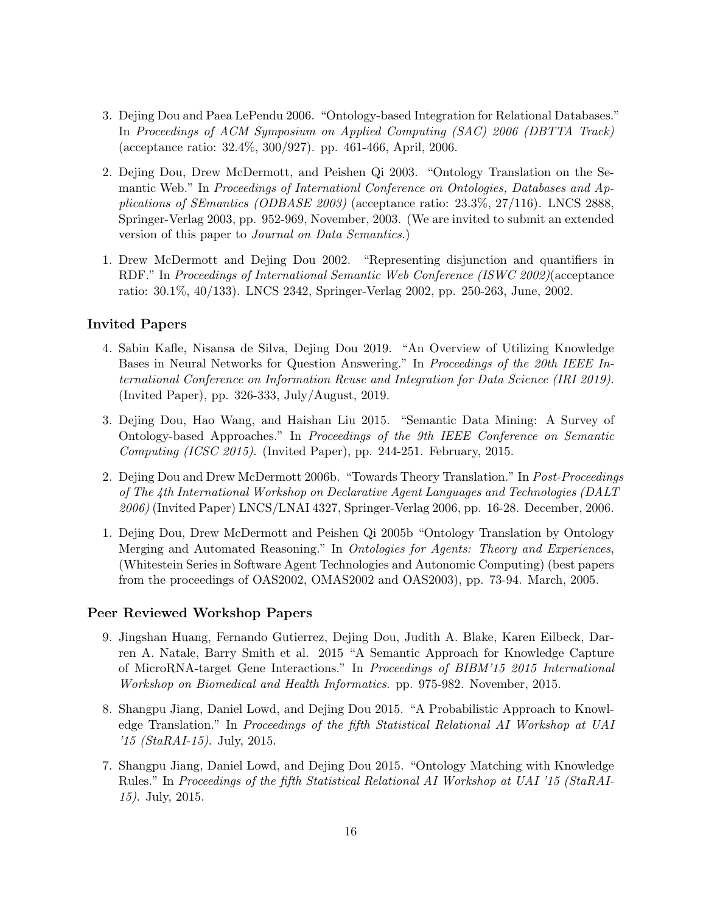3. Dejing Dou and Paea LePendu 2006. "Ontology-based Integration for Relational Databases." In *Proceedings of ACM Symposium on Applied Computing (SAC) 2006 (DBTTA Track)* (acceptance ratio: 32.4%, 300/927). pp. 461-466, April, 2006.

2. Dejing Dou, Drew McDermott, and Peishen Qi 2003. "Ontology Translation on the Semantic Web." In *Proceedings of Internationl Conference on Ontologies, Databases and Applications of SEmantics (ODBASE 2003)* (acceptance ratio: 23.3%, 27/116). LNCS 2888, Springer-Verlag 2003, pp. 952-969, November, 2003. (We are invited to submit an extended version of this paper to *Journal on Data Semantics*.)

1. Drew McDermott and Dejing Dou 2002. "Representing disjunction and quantifiers in RDF." In *Proceedings of International Semantic Web Conference (ISWC 2002)*(acceptance ratio: 30.1%, 40/133). LNCS 2342, Springer-Verlag 2002, pp. 250-263, June, 2002.

### Invited Papers

4. Sabin Kafle, Nisansa de Silva, Dejing Dou 2019. "An Overview of Utilizing Knowledge Bases in Neural Networks for Question Answering." In *Proceedings of the 20th IEEE International Conference on Information Reuse and Integration for Data Science (IRI 2019).* (Invited Paper), pp. 326-333, July/August, 2019.

3. Dejing Dou, Hao Wang, and Haishan Liu 2015. "Semantic Data Mining: A Survey of Ontology-based Approaches." In *Proceedings of the 9th IEEE Conference on Semantic Computing (ICSC 2015).* (Invited Paper), pp. 244-251. February, 2015.

2. Dejing Dou and Drew McDermott 2006b. "Towards Theory Translation." In *Post-Proceedings of The 4th International Workshop on Declarative Agent Languages and Technologies (DALT 2006)* (Invited Paper) LNCS/LNAI 4327, Springer-Verlag 2006, pp. 16-28. December, 2006.

1. Dejing Dou, Drew McDermott and Peishen Qi 2005b "Ontology Translation by Ontology Merging and Automated Reasoning." In *Ontologies for Agents: Theory and Experiences*, (Whitestein Series in Software Agent Technologies and Autonomic Computing) (best papers from the proceedings of OAS2002, OMAS2002 and OAS2003), pp. 73-94. March, 2005.

### Peer Reviewed Workshop Papers

9. Jingshan Huang, Fernando Gutierrez, Dejing Dou, Judith A. Blake, Karen Eilbeck, Darren A. Natale, Barry Smith et al. 2015 "A Semantic Approach for Knowledge Capture of MicroRNA-target Gene Interactions." In *Proceedings of BIBM'15 2015 International Workshop on Biomedical and Health Informatics.* pp. 975-982. November, 2015.

8. Shangpu Jiang, Daniel Lowd, and Dejing Dou 2015. "A Probabilistic Approach to Knowledge Translation." In *Proceedings of the fifth Statistical Relational AI Workshop at UAI '15 (StaRAI-15).* July, 2015.

7. Shangpu Jiang, Daniel Lowd, and Dejing Dou 2015. "Ontology Matching with Knowledge Rules." In *Proceedings of the fifth Statistical Relational AI Workshop at UAI '15 (StaRAI-15).* July, 2015.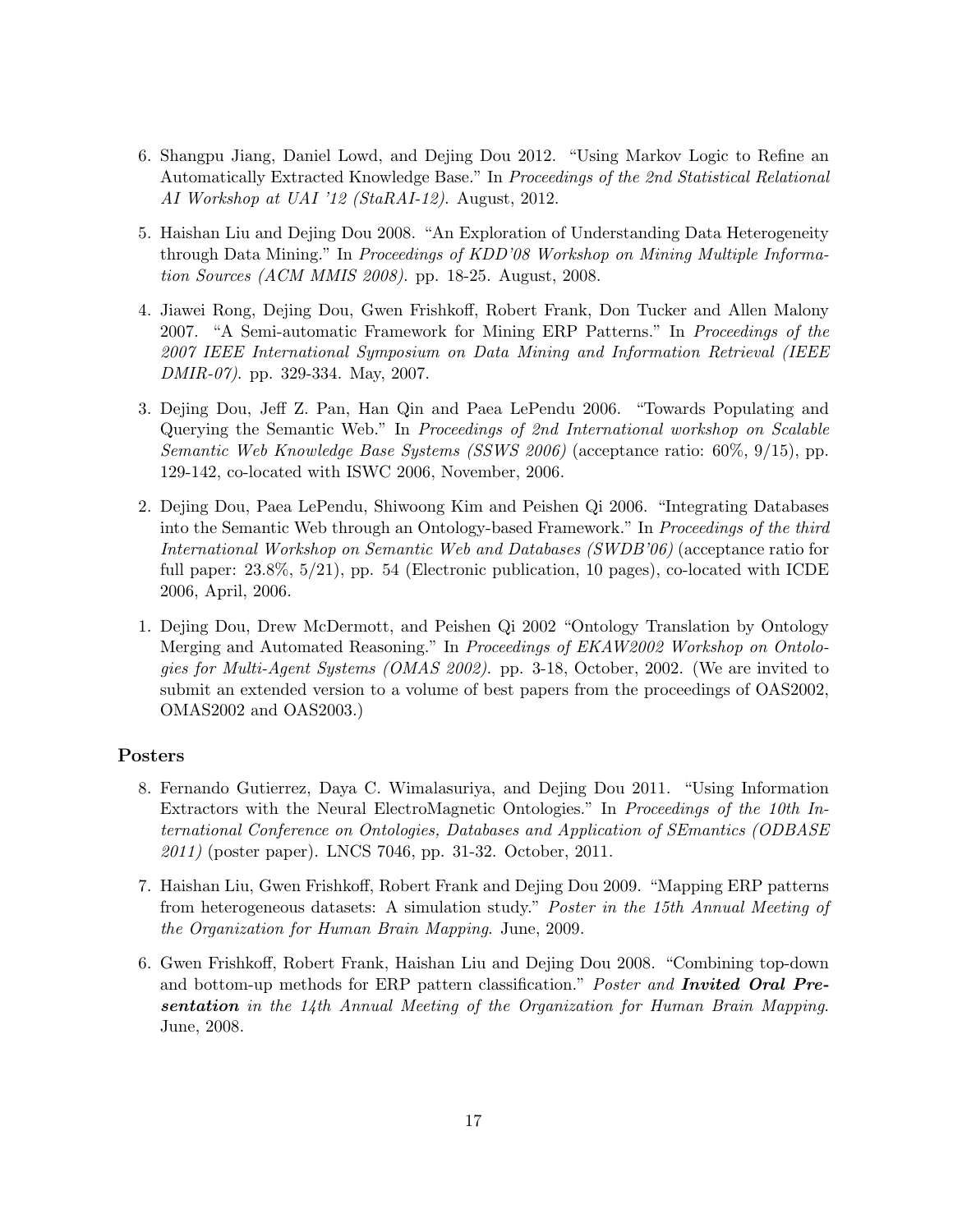6. Shangpu Jiang, Daniel Lowd, and Dejing Dou 2012. "Using Markov Logic to Refine an Automatically Extracted Knowledge Base." In *Proceedings of the 2nd Statistical Relational AI Workshop at UAI '12 (StaRAI-12)*. August, 2012.

5. Haishan Liu and Dejing Dou 2008. "An Exploration of Understanding Data Heterogeneity through Data Mining." In *Proceedings of KDD'08 Workshop on Mining Multiple Information Sources (ACM MMIS 2008)*. pp. 18-25. August, 2008.

4. Jiawei Rong, Dejing Dou, Gwen Frishkoff, Robert Frank, Don Tucker and Allen Malony 2007. "A Semi-automatic Framework for Mining ERP Patterns." In *Proceedings of the 2007 IEEE International Symposium on Data Mining and Information Retrieval (IEEE DMIR-07)*. pp. 329-334. May, 2007.

3. Dejing Dou, Jeff Z. Pan, Han Qin and Paea LePendu 2006. "Towards Populating and Querying the Semantic Web." In *Proceedings of 2nd International workshop on Scalable Semantic Web Knowledge Base Systems (SSWS 2006)* (acceptance ratio: 60%, 9/15), pp. 129-142, co-located with ISWC 2006, November, 2006.

2. Dejing Dou, Paea LePendu, Shiwoong Kim and Peishen Qi 2006. "Integrating Databases into the Semantic Web through an Ontology-based Framework." In *Proceedings of the third International Workshop on Semantic Web and Databases (SWDB'06)* (acceptance ratio for full paper: 23.8%, 5/21), pp. 54 (Electronic publication, 10 pages), co-located with ICDE 2006, April, 2006.

1. Dejing Dou, Drew McDermott, and Peishen Qi 2002 "Ontology Translation by Ontology Merging and Automated Reasoning." In *Proceedings of EKAW2002 Workshop on Ontologies for Multi-Agent Systems (OMAS 2002)*. pp. 3-18, October, 2002. (We are invited to submit an extended version to a volume of best papers from the proceedings of OAS2002, OMAS2002 and OAS2003.)

### Posters

8. Fernando Gutierrez, Daya C. Wimalasuriya, and Dejing Dou 2011. "Using Information Extractors with the Neural ElectroMagnetic Ontologies." In *Proceedings of the 10th International Conference on Ontologies, Databases and Application of SEmantics (ODBASE 2011)* (poster paper). LNCS 7046, pp. 31-32. October, 2011.

7. Haishan Liu, Gwen Frishkoff, Robert Frank and Dejing Dou 2009. "Mapping ERP patterns from heterogeneous datasets: A simulation study." *Poster in the 15th Annual Meeting of the Organization for Human Brain Mapping*. June, 2009.

6. Gwen Frishkoff, Robert Frank, Haishan Liu and Dejing Dou 2008. "Combining top-down and bottom-up methods for ERP pattern classification." *Poster and* ***Invited Oral Presentation*** *in the 14th Annual Meeting of the Organization for Human Brain Mapping*. June, 2008.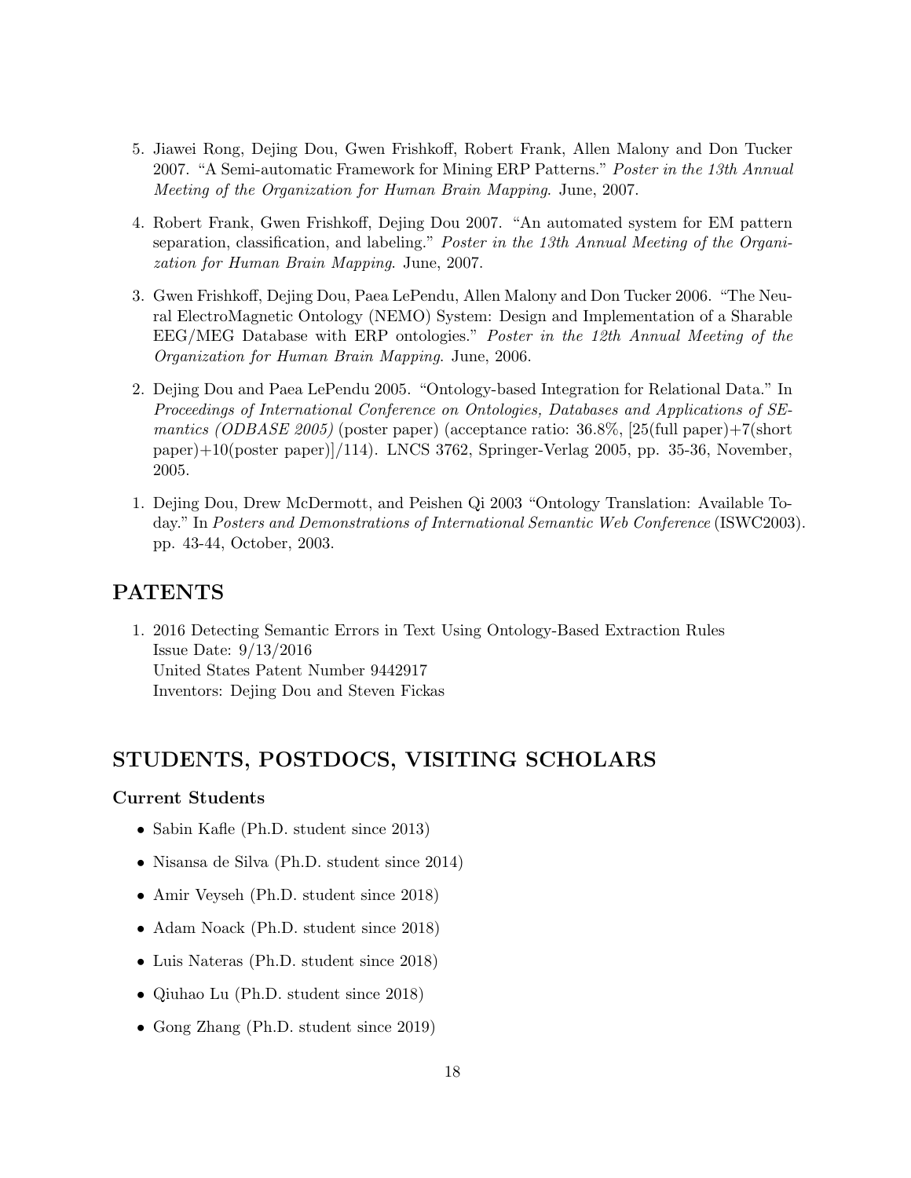5. Jiawei Rong, Dejing Dou, Gwen Frishkoff, Robert Frank, Allen Malony and Don Tucker 2007. "A Semi-automatic Framework for Mining ERP Patterns." *Poster in the 13th Annual Meeting of the Organization for Human Brain Mapping*. June, 2007.

4. Robert Frank, Gwen Frishkoff, Dejing Dou 2007. "An automated system for EM pattern separation, classification, and labeling." *Poster in the 13th Annual Meeting of the Organization for Human Brain Mapping*. June, 2007.

3. Gwen Frishkoff, Dejing Dou, Paea LePendu, Allen Malony and Don Tucker 2006. "The Neural ElectroMagnetic Ontology (NEMO) System: Design and Implementation of a Sharable EEG/MEG Database with ERP ontologies." *Poster in the 12th Annual Meeting of the Organization for Human Brain Mapping*. June, 2006.

2. Dejing Dou and Paea LePendu 2005. "Ontology-based Integration for Relational Data." In *Proceedings of International Conference on Ontologies, Databases and Applications of SEmantics (ODBASE 2005)* (poster paper) (acceptance ratio: 36.8%, [25(full paper)+7(short paper)+10(poster paper)]/114). LNCS 3762, Springer-Verlag 2005, pp. 35-36, November, 2005.

1. Dejing Dou, Drew McDermott, and Peishen Qi 2003 "Ontology Translation: Available Today." In *Posters and Demonstrations of International Semantic Web Conference* (ISWC2003). pp. 43-44, October, 2003.

## PATENTS

1. 2016 Detecting Semantic Errors in Text Using Ontology-Based Extraction Rules
   Issue Date: 9/13/2016
   United States Patent Number 9442917
   Inventors: Dejing Dou and Steven Fickas

## STUDENTS, POSTDOCS, VISITING SCHOLARS

### Current Students

- Sabin Kafle (Ph.D. student since 2013)
- Nisansa de Silva (Ph.D. student since 2014)
- Amir Veyseh (Ph.D. student since 2018)
- Adam Noack (Ph.D. student since 2018)
- Luis Nateras (Ph.D. student since 2018)
- Qiuhao Lu (Ph.D. student since 2018)
- Gong Zhang (Ph.D. student since 2019)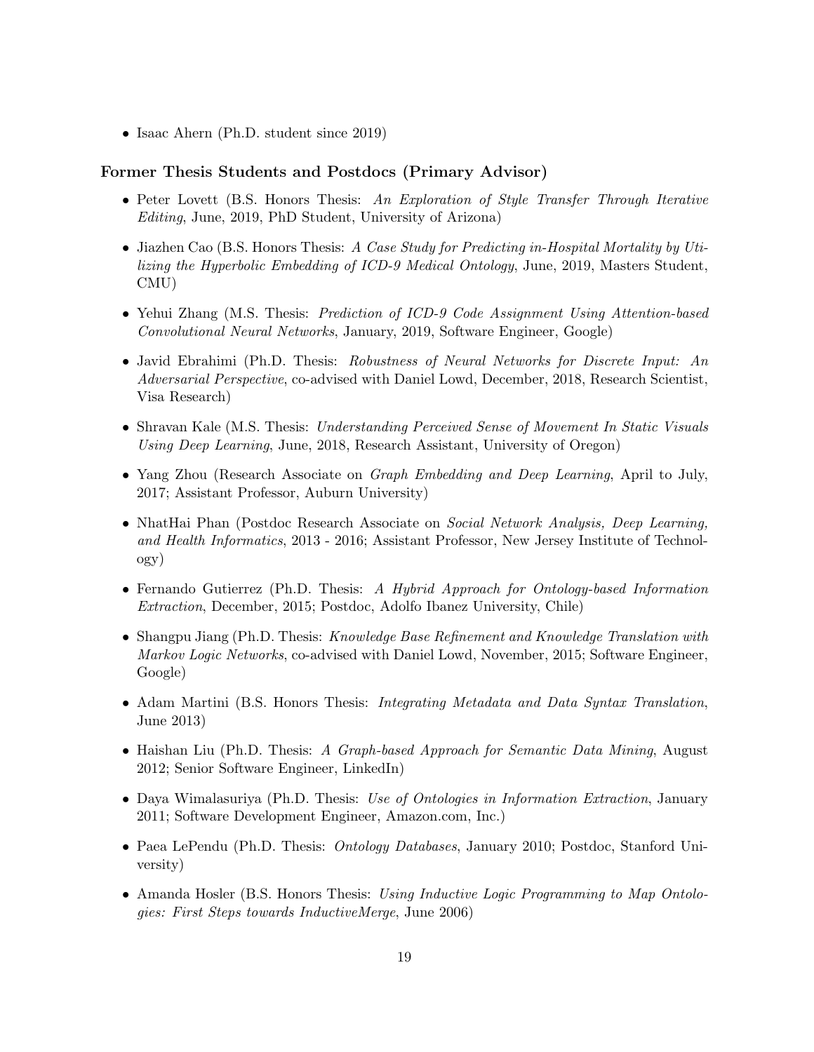- Isaac Ahern (Ph.D. student since 2019)

### Former Thesis Students and Postdocs (Primary Advisor)

- Peter Lovett (B.S. Honors Thesis: *An Exploration of Style Transfer Through Iterative Editing*, June, 2019, PhD Student, University of Arizona)
- Jiazhen Cao (B.S. Honors Thesis: *A Case Study for Predicting in-Hospital Mortality by Utilizing the Hyperbolic Embedding of ICD-9 Medical Ontology*, June, 2019, Masters Student, CMU)
- Yehui Zhang (M.S. Thesis: *Prediction of ICD-9 Code Assignment Using Attention-based Convolutional Neural Networks*, January, 2019, Software Engineer, Google)
- Javid Ebrahimi (Ph.D. Thesis: *Robustness of Neural Networks for Discrete Input: An Adversarial Perspective*, co-advised with Daniel Lowd, December, 2018, Research Scientist, Visa Research)
- Shravan Kale (M.S. Thesis: *Understanding Perceived Sense of Movement In Static Visuals Using Deep Learning*, June, 2018, Research Assistant, University of Oregon)
- Yang Zhou (Research Associate on *Graph Embedding and Deep Learning*, April to July, 2017; Assistant Professor, Auburn University)
- NhatHai Phan (Postdoc Research Associate on *Social Network Analysis, Deep Learning, and Health Informatics*, 2013 - 2016; Assistant Professor, New Jersey Institute of Technology)
- Fernando Gutierrez (Ph.D. Thesis: *A Hybrid Approach for Ontology-based Information Extraction*, December, 2015; Postdoc, Adolfo Ibanez University, Chile)
- Shangpu Jiang (Ph.D. Thesis: *Knowledge Base Refinement and Knowledge Translation with Markov Logic Networks*, co-advised with Daniel Lowd, November, 2015; Software Engineer, Google)
- Adam Martini (B.S. Honors Thesis: *Integrating Metadata and Data Syntax Translation*, June 2013)
- Haishan Liu (Ph.D. Thesis: *A Graph-based Approach for Semantic Data Mining*, August 2012; Senior Software Engineer, LinkedIn)
- Daya Wimalasuriya (Ph.D. Thesis: *Use of Ontologies in Information Extraction*, January 2011; Software Development Engineer, Amazon.com, Inc.)
- Paea LePendu (Ph.D. Thesis: *Ontology Databases*, January 2010; Postdoc, Stanford University)
- Amanda Hosler (B.S. Honors Thesis: *Using Inductive Logic Programming to Map Ontologies: First Steps towards InductiveMerge*, June 2006)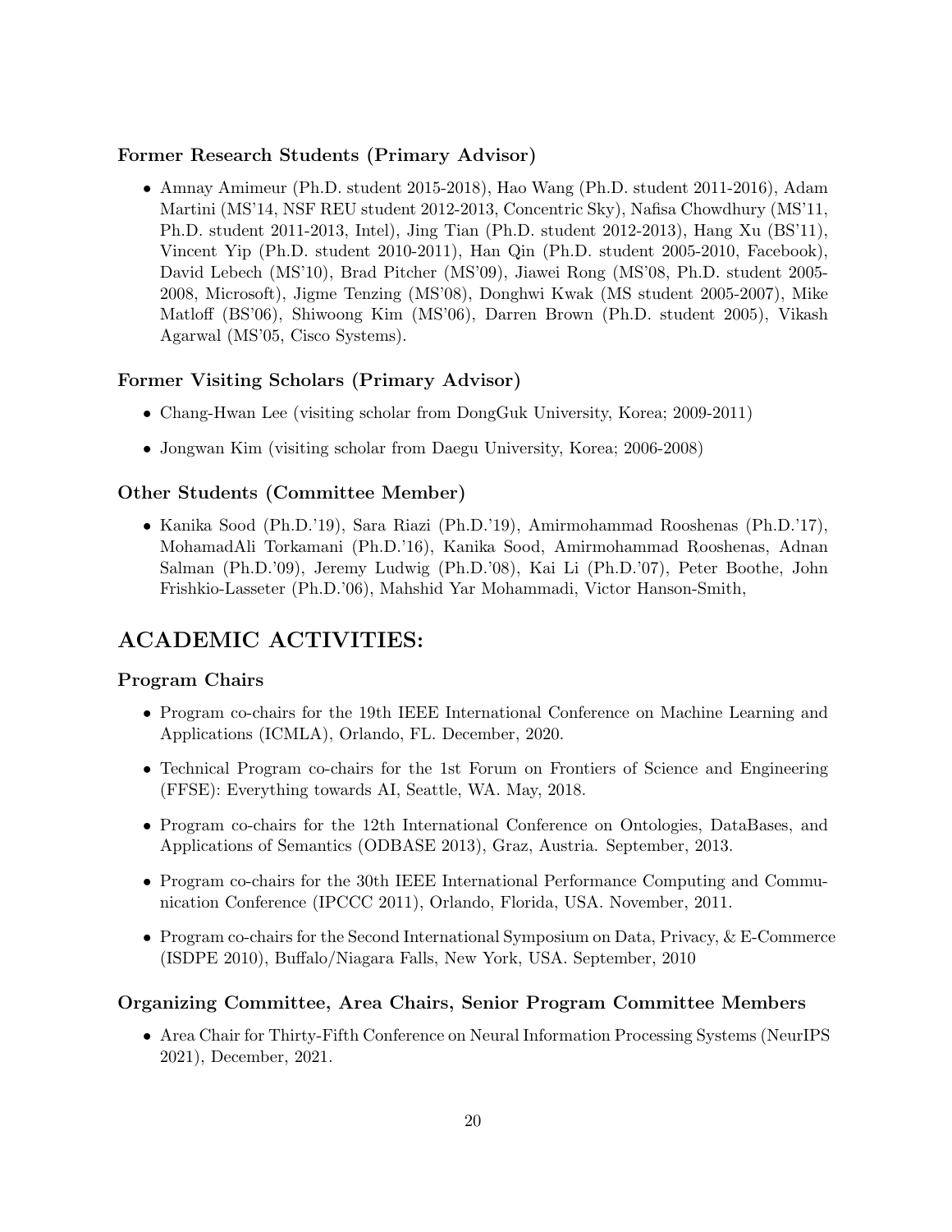### Former Research Students (Primary Advisor)

- Amnay Amimeur (Ph.D. student 2015-2018), Hao Wang (Ph.D. student 2011-2016), Adam Martini (MS'14, NSF REU student 2012-2013, Concentric Sky), Nafisa Chowdhury (MS'11, Ph.D. student 2011-2013, Intel), Jing Tian (Ph.D. student 2012-2013), Hang Xu (BS'11), Vincent Yip (Ph.D. student 2010-2011), Han Qin (Ph.D. student 2005-2010, Facebook), David Lebech (MS'10), Brad Pitcher (MS'09), Jiawei Rong (MS'08, Ph.D. student 2005-2008, Microsoft), Jigme Tenzing (MS'08), Donghwi Kwak (MS student 2005-2007), Mike Matloff (BS'06), Shiwoong Kim (MS'06), Darren Brown (Ph.D. student 2005), Vikash Agarwal (MS'05, Cisco Systems).

### Former Visiting Scholars (Primary Advisor)

- Chang-Hwan Lee (visiting scholar from DongGuk University, Korea; 2009-2011)
- Jongwan Kim (visiting scholar from Daegu University, Korea; 2006-2008)

### Other Students (Committee Member)

- Kanika Sood (Ph.D.'19), Sara Riazi (Ph.D.'19), Amirmohammad Rooshenas (Ph.D.'17), MohamadAli Torkamani (Ph.D.'16), Kanika Sood, Amirmohammad Rooshenas, Adnan Salman (Ph.D.'09), Jeremy Ludwig (Ph.D.'08), Kai Li (Ph.D.'07), Peter Boothe, John Frishkio-Lasseter (Ph.D.'06), Mahshid Yar Mohammadi, Victor Hanson-Smith,

## ACADEMIC ACTIVITIES:

### Program Chairs

- Program co-chairs for the 19th IEEE International Conference on Machine Learning and Applications (ICMLA), Orlando, FL. December, 2020.
- Technical Program co-chairs for the 1st Forum on Frontiers of Science and Engineering (FFSE): Everything towards AI, Seattle, WA. May, 2018.
- Program co-chairs for the 12th International Conference on Ontologies, DataBases, and Applications of Semantics (ODBASE 2013), Graz, Austria. September, 2013.
- Program co-chairs for the 30th IEEE International Performance Computing and Communication Conference (IPCCC 2011), Orlando, Florida, USA. November, 2011.
- Program co-chairs for the Second International Symposium on Data, Privacy, & E-Commerce (ISDPE 2010), Buffalo/Niagara Falls, New York, USA. September, 2010

### Organizing Committee, Area Chairs, Senior Program Committee Members

- Area Chair for Thirty-Fifth Conference on Neural Information Processing Systems (NeurIPS 2021), December, 2021.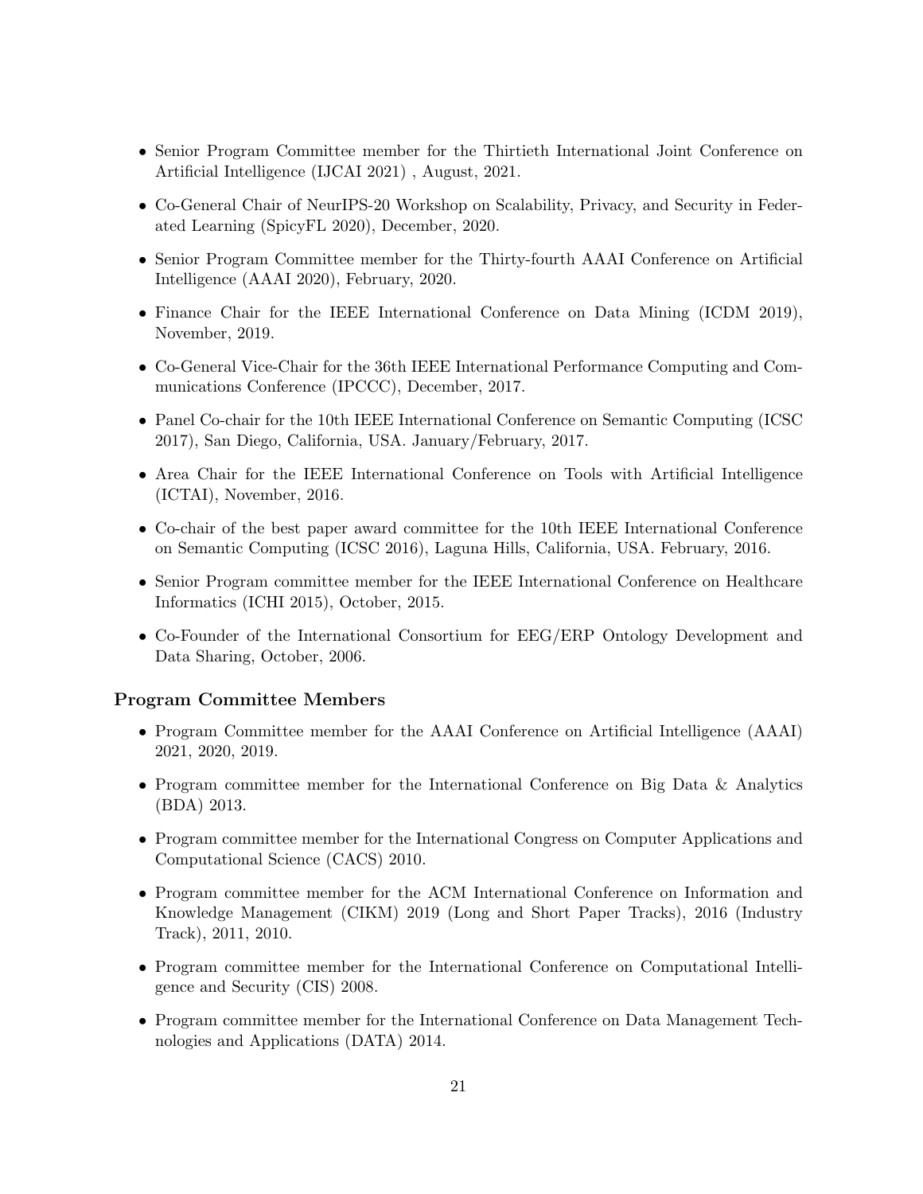- Senior Program Committee member for the Thirtieth International Joint Conference on Artificial Intelligence (IJCAI 2021) , August, 2021.
- Co-General Chair of NeurIPS-20 Workshop on Scalability, Privacy, and Security in Federated Learning (SpicyFL 2020), December, 2020.
- Senior Program Committee member for the Thirty-fourth AAAI Conference on Artificial Intelligence (AAAI 2020), February, 2020.
- Finance Chair for the IEEE International Conference on Data Mining (ICDM 2019), November, 2019.
- Co-General Vice-Chair for the 36th IEEE International Performance Computing and Communications Conference (IPCCC), December, 2017.
- Panel Co-chair for the 10th IEEE International Conference on Semantic Computing (ICSC 2017), San Diego, California, USA. January/February, 2017.
- Area Chair for the IEEE International Conference on Tools with Artificial Intelligence (ICTAI), November, 2016.
- Co-chair of the best paper award committee for the 10th IEEE International Conference on Semantic Computing (ICSC 2016), Laguna Hills, California, USA. February, 2016.
- Senior Program committee member for the IEEE International Conference on Healthcare Informatics (ICHI 2015), October, 2015.
- Co-Founder of the International Consortium for EEG/ERP Ontology Development and Data Sharing, October, 2006.

### Program Committee Members

- Program Committee member for the AAAI Conference on Artificial Intelligence (AAAI) 2021, 2020, 2019.
- Program committee member for the International Conference on Big Data & Analytics (BDA) 2013.
- Program committee member for the International Congress on Computer Applications and Computational Science (CACS) 2010.
- Program committee member for the ACM International Conference on Information and Knowledge Management (CIKM) 2019 (Long and Short Paper Tracks), 2016 (Industry Track), 2011, 2010.
- Program committee member for the International Conference on Computational Intelligence and Security (CIS) 2008.
- Program committee member for the International Conference on Data Management Technologies and Applications (DATA) 2014.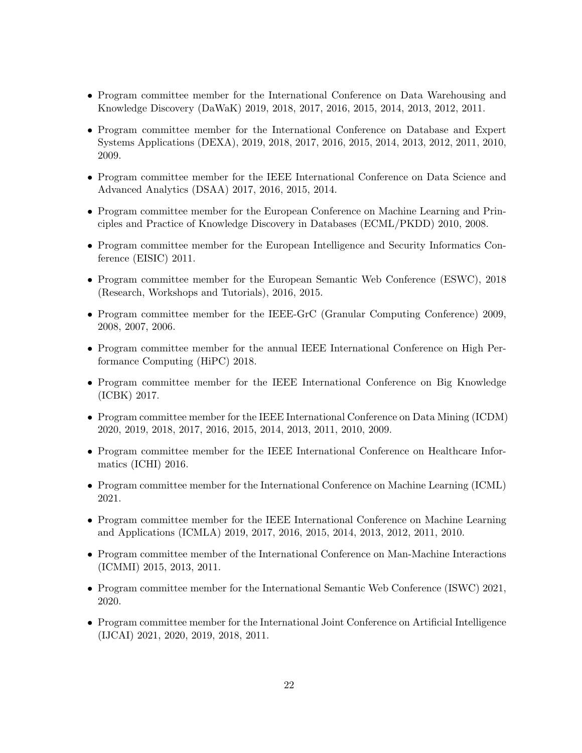- Program committee member for the International Conference on Data Warehousing and Knowledge Discovery (DaWaK) 2019, 2018, 2017, 2016, 2015, 2014, 2013, 2012, 2011.
- Program committee member for the International Conference on Database and Expert Systems Applications (DEXA), 2019, 2018, 2017, 2016, 2015, 2014, 2013, 2012, 2011, 2010, 2009.
- Program committee member for the IEEE International Conference on Data Science and Advanced Analytics (DSAA) 2017, 2016, 2015, 2014.
- Program committee member for the European Conference on Machine Learning and Principles and Practice of Knowledge Discovery in Databases (ECML/PKDD) 2010, 2008.
- Program committee member for the European Intelligence and Security Informatics Conference (EISIC) 2011.
- Program committee member for the European Semantic Web Conference (ESWC), 2018 (Research, Workshops and Tutorials), 2016, 2015.
- Program committee member for the IEEE-GrC (Granular Computing Conference) 2009, 2008, 2007, 2006.
- Program committee member for the annual IEEE International Conference on High Performance Computing (HiPC) 2018.
- Program committee member for the IEEE International Conference on Big Knowledge (ICBK) 2017.
- Program committee member for the IEEE International Conference on Data Mining (ICDM) 2020, 2019, 2018, 2017, 2016, 2015, 2014, 2013, 2011, 2010, 2009.
- Program committee member for the IEEE International Conference on Healthcare Informatics (ICHI) 2016.
- Program committee member for the International Conference on Machine Learning (ICML) 2021.
- Program committee member for the IEEE International Conference on Machine Learning and Applications (ICMLA) 2019, 2017, 2016, 2015, 2014, 2013, 2012, 2011, 2010.
- Program committee member of the International Conference on Man-Machine Interactions (ICMMI) 2015, 2013, 2011.
- Program committee member for the International Semantic Web Conference (ISWC) 2021, 2020.
- Program committee member for the International Joint Conference on Artificial Intelligence (IJCAI) 2021, 2020, 2019, 2018, 2011.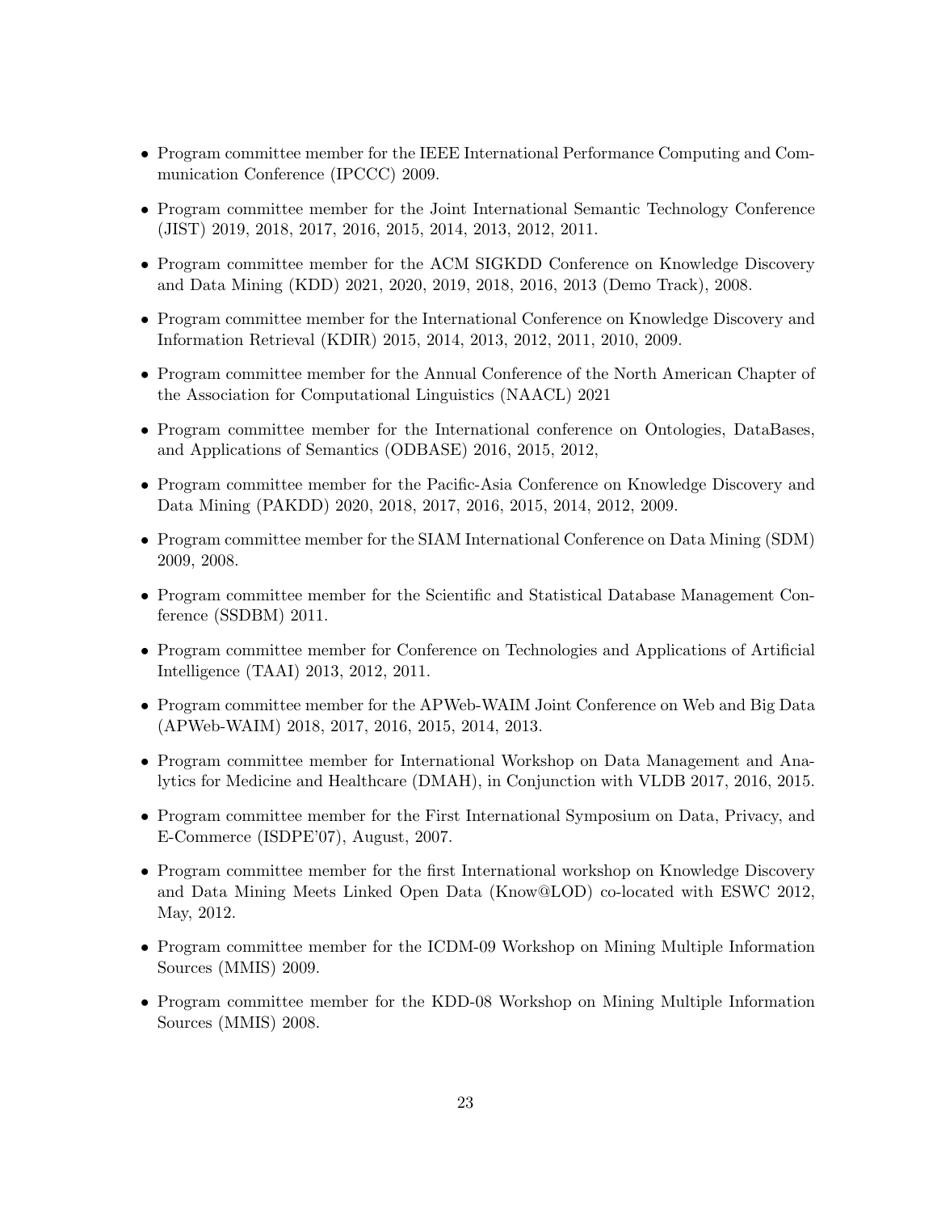- Program committee member for the IEEE International Performance Computing and Communication Conference (IPCCC) 2009.
- Program committee member for the Joint International Semantic Technology Conference (JIST) 2019, 2018, 2017, 2016, 2015, 2014, 2013, 2012, 2011.
- Program committee member for the ACM SIGKDD Conference on Knowledge Discovery and Data Mining (KDD) 2021, 2020, 2019, 2018, 2016, 2013 (Demo Track), 2008.
- Program committee member for the International Conference on Knowledge Discovery and Information Retrieval (KDIR) 2015, 2014, 2013, 2012, 2011, 2010, 2009.
- Program committee member for the Annual Conference of the North American Chapter of the Association for Computational Linguistics (NAACL) 2021
- Program committee member for the International conference on Ontologies, DataBases, and Applications of Semantics (ODBASE) 2016, 2015, 2012,
- Program committee member for the Pacific-Asia Conference on Knowledge Discovery and Data Mining (PAKDD) 2020, 2018, 2017, 2016, 2015, 2014, 2012, 2009.
- Program committee member for the SIAM International Conference on Data Mining (SDM) 2009, 2008.
- Program committee member for the Scientific and Statistical Database Management Conference (SSDBM) 2011.
- Program committee member for Conference on Technologies and Applications of Artificial Intelligence (TAAI) 2013, 2012, 2011.
- Program committee member for the APWeb-WAIM Joint Conference on Web and Big Data (APWeb-WAIM) 2018, 2017, 2016, 2015, 2014, 2013.
- Program committee member for International Workshop on Data Management and Analytics for Medicine and Healthcare (DMAH), in Conjunction with VLDB 2017, 2016, 2015.
- Program committee member for the First International Symposium on Data, Privacy, and E-Commerce (ISDPE'07), August, 2007.
- Program committee member for the first International workshop on Knowledge Discovery and Data Mining Meets Linked Open Data (Know@LOD) co-located with ESWC 2012, May, 2012.
- Program committee member for the ICDM-09 Workshop on Mining Multiple Information Sources (MMIS) 2009.
- Program committee member for the KDD-08 Workshop on Mining Multiple Information Sources (MMIS) 2008.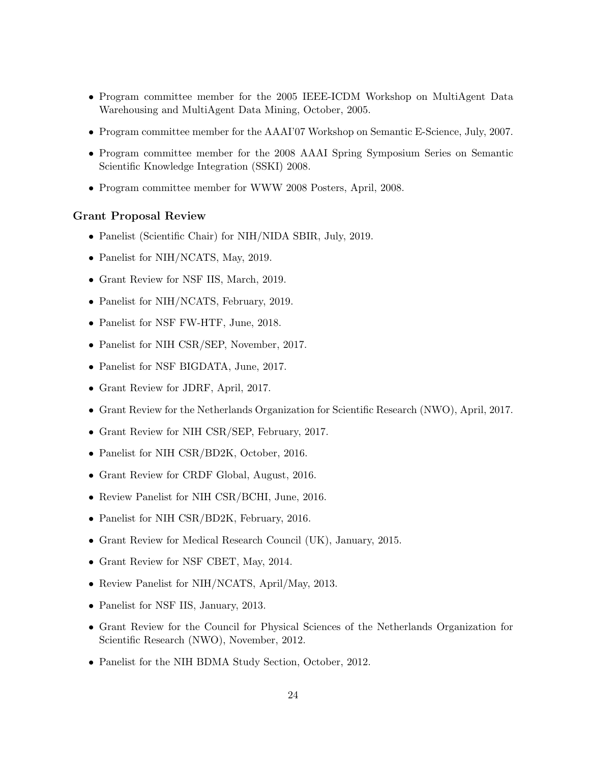- Program committee member for the 2005 IEEE-ICDM Workshop on MultiAgent Data Warehousing and MultiAgent Data Mining, October, 2005.
- Program committee member for the AAAI'07 Workshop on Semantic E-Science, July, 2007.
- Program committee member for the 2008 AAAI Spring Symposium Series on Semantic Scientific Knowledge Integration (SSKI) 2008.
- Program committee member for WWW 2008 Posters, April, 2008.

### Grant Proposal Review

- Panelist (Scientific Chair) for NIH/NIDA SBIR, July, 2019.
- Panelist for NIH/NCATS, May, 2019.
- Grant Review for NSF IIS, March, 2019.
- Panelist for NIH/NCATS, February, 2019.
- Panelist for NSF FW-HTF, June, 2018.
- Panelist for NIH CSR/SEP, November, 2017.
- Panelist for NSF BIGDATA, June, 2017.
- Grant Review for JDRF, April, 2017.
- Grant Review for the Netherlands Organization for Scientific Research (NWO), April, 2017.
- Grant Review for NIH CSR/SEP, February, 2017.
- Panelist for NIH CSR/BD2K, October, 2016.
- Grant Review for CRDF Global, August, 2016.
- Review Panelist for NIH CSR/BCHI, June, 2016.
- Panelist for NIH CSR/BD2K, February, 2016.
- Grant Review for Medical Research Council (UK), January, 2015.
- Grant Review for NSF CBET, May, 2014.
- Review Panelist for NIH/NCATS, April/May, 2013.
- Panelist for NSF IIS, January, 2013.
- Grant Review for the Council for Physical Sciences of the Netherlands Organization for Scientific Research (NWO), November, 2012.
- Panelist for the NIH BDMA Study Section, October, 2012.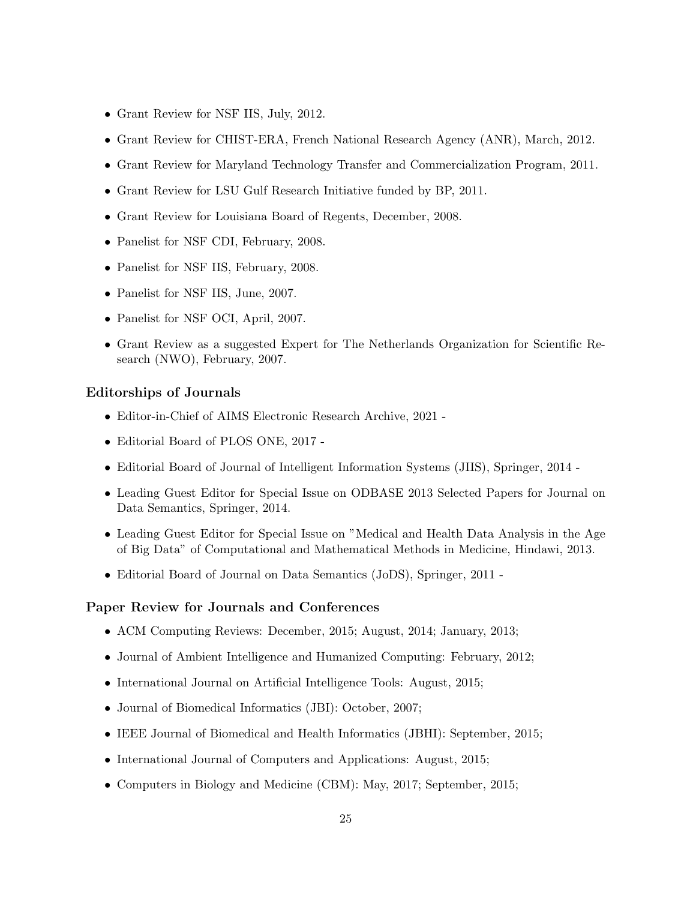- Grant Review for NSF IIS, July, 2012.
- Grant Review for CHIST-ERA, French National Research Agency (ANR), March, 2012.
- Grant Review for Maryland Technology Transfer and Commercialization Program, 2011.
- Grant Review for LSU Gulf Research Initiative funded by BP, 2011.
- Grant Review for Louisiana Board of Regents, December, 2008.
- Panelist for NSF CDI, February, 2008.
- Panelist for NSF IIS, February, 2008.
- Panelist for NSF IIS, June, 2007.
- Panelist for NSF OCI, April, 2007.
- Grant Review as a suggested Expert for The Netherlands Organization for Scientific Research (NWO), February, 2007.

### Editorships of Journals

- Editor-in-Chief of AIMS Electronic Research Archive, 2021 -
- Editorial Board of PLOS ONE, 2017 -
- Editorial Board of Journal of Intelligent Information Systems (JIIS), Springer, 2014 -
- Leading Guest Editor for Special Issue on ODBASE 2013 Selected Papers for Journal on Data Semantics, Springer, 2014.
- Leading Guest Editor for Special Issue on "Medical and Health Data Analysis in the Age of Big Data" of Computational and Mathematical Methods in Medicine, Hindawi, 2013.
- Editorial Board of Journal on Data Semantics (JoDS), Springer, 2011 -

### Paper Review for Journals and Conferences

- ACM Computing Reviews: December, 2015; August, 2014; January, 2013;
- Journal of Ambient Intelligence and Humanized Computing: February, 2012;
- International Journal on Artificial Intelligence Tools: August, 2015;
- Journal of Biomedical Informatics (JBI): October, 2007;
- IEEE Journal of Biomedical and Health Informatics (JBHI): September, 2015;
- International Journal of Computers and Applications: August, 2015;
- Computers in Biology and Medicine (CBM): May, 2017; September, 2015;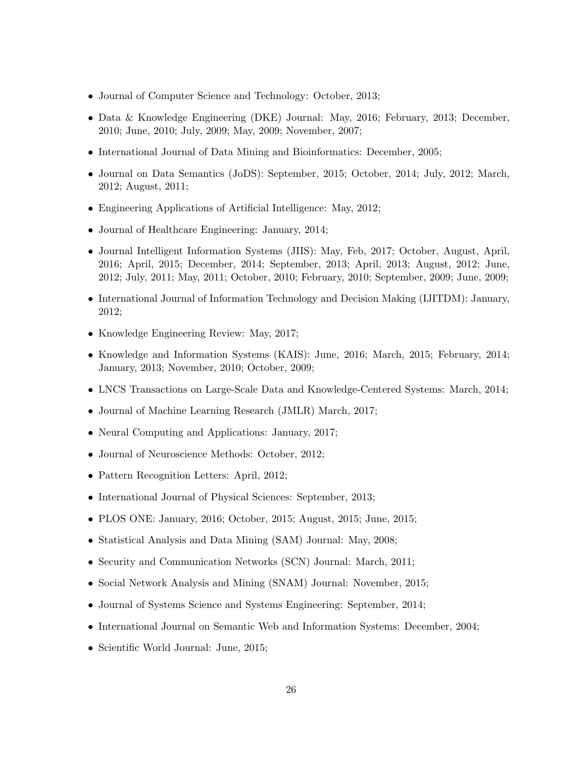- Journal of Computer Science and Technology: October, 2013;
- Data & Knowledge Engineering (DKE) Journal: May, 2016; February, 2013; December, 2010; June, 2010; July, 2009; May, 2009; November, 2007;
- International Journal of Data Mining and Bioinformatics: December, 2005;
- Journal on Data Semantics (JoDS): September, 2015; October, 2014; July, 2012; March, 2012; August, 2011;
- Engineering Applications of Artificial Intelligence: May, 2012;
- Journal of Healthcare Engineering: January, 2014;
- Journal Intelligent Information Systems (JIIS): May, Feb, 2017; October, August, April, 2016; April, 2015; December, 2014; September, 2013; April, 2013; August, 2012; June, 2012; July, 2011; May, 2011; October, 2010; February, 2010; September, 2009; June, 2009;
- International Journal of Information Technology and Decision Making (IJITDM): January, 2012;
- Knowledge Engineering Review: May, 2017;
- Knowledge and Information Systems (KAIS): June, 2016; March, 2015; February, 2014; January, 2013; November, 2010; October, 2009;
- LNCS Transactions on Large-Scale Data and Knowledge-Centered Systems: March, 2014;
- Journal of Machine Learning Research (JMLR) March, 2017;
- Neural Computing and Applications: January, 2017;
- Journal of Neuroscience Methods: October, 2012;
- Pattern Recognition Letters: April, 2012;
- International Journal of Physical Sciences: September, 2013;
- PLOS ONE: January, 2016; October, 2015; August, 2015; June, 2015;
- Statistical Analysis and Data Mining (SAM) Journal: May, 2008;
- Security and Communication Networks (SCN) Journal: March, 2011;
- Social Network Analysis and Mining (SNAM) Journal: November, 2015;
- Journal of Systems Science and Systems Engineering: September, 2014;
- International Journal on Semantic Web and Information Systems: December, 2004;
- Scientific World Journal: June, 2015;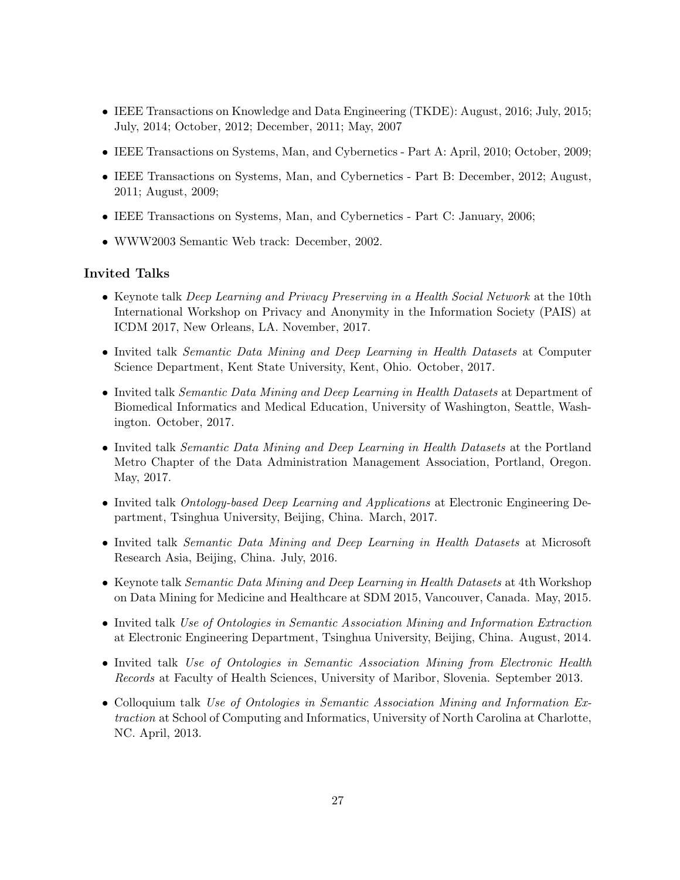- IEEE Transactions on Knowledge and Data Engineering (TKDE): August, 2016; July, 2015; July, 2014; October, 2012; December, 2011; May, 2007
- IEEE Transactions on Systems, Man, and Cybernetics - Part A: April, 2010; October, 2009;
- IEEE Transactions on Systems, Man, and Cybernetics - Part B: December, 2012; August, 2011; August, 2009;
- IEEE Transactions on Systems, Man, and Cybernetics - Part C: January, 2006;
- WWW2003 Semantic Web track: December, 2002.

### Invited Talks

- Keynote talk *Deep Learning and Privacy Preserving in a Health Social Network* at the 10th International Workshop on Privacy and Anonymity in the Information Society (PAIS) at ICDM 2017, New Orleans, LA. November, 2017.
- Invited talk *Semantic Data Mining and Deep Learning in Health Datasets* at Computer Science Department, Kent State University, Kent, Ohio. October, 2017.
- Invited talk *Semantic Data Mining and Deep Learning in Health Datasets* at Department of Biomedical Informatics and Medical Education, University of Washington, Seattle, Washington. October, 2017.
- Invited talk *Semantic Data Mining and Deep Learning in Health Datasets* at the Portland Metro Chapter of the Data Administration Management Association, Portland, Oregon. May, 2017.
- Invited talk *Ontology-based Deep Learning and Applications* at Electronic Engineering Department, Tsinghua University, Beijing, China. March, 2017.
- Invited talk *Semantic Data Mining and Deep Learning in Health Datasets* at Microsoft Research Asia, Beijing, China. July, 2016.
- Keynote talk *Semantic Data Mining and Deep Learning in Health Datasets* at 4th Workshop on Data Mining for Medicine and Healthcare at SDM 2015, Vancouver, Canada. May, 2015.
- Invited talk *Use of Ontologies in Semantic Association Mining and Information Extraction* at Electronic Engineering Department, Tsinghua University, Beijing, China. August, 2014.
- Invited talk *Use of Ontologies in Semantic Association Mining from Electronic Health Records* at Faculty of Health Sciences, University of Maribor, Slovenia. September 2013.
- Colloquium talk *Use of Ontologies in Semantic Association Mining and Information Extraction* at School of Computing and Informatics, University of North Carolina at Charlotte, NC. April, 2013.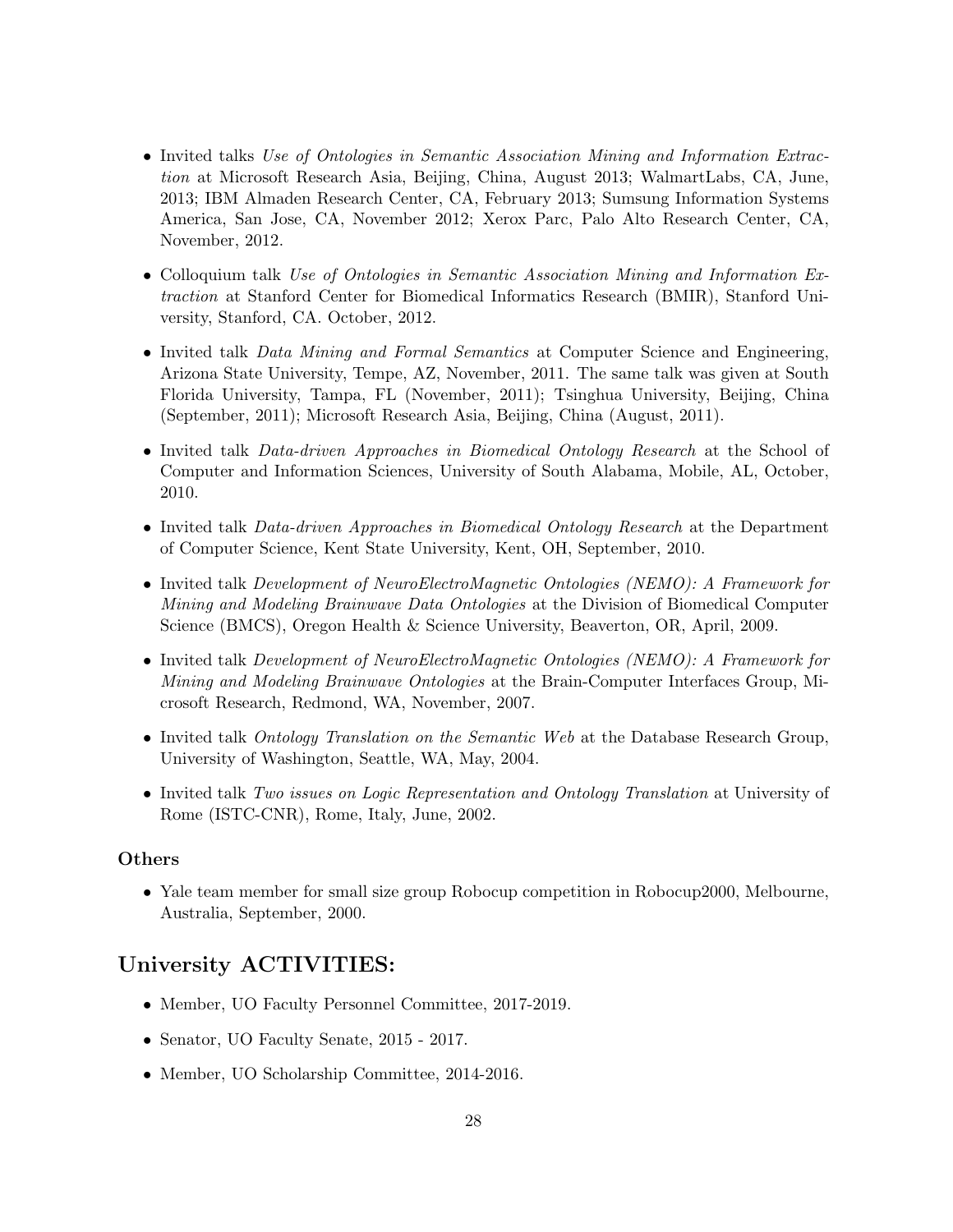- Invited talks *Use of Ontologies in Semantic Association Mining and Information Extraction* at Microsoft Research Asia, Beijing, China, August 2013; WalmartLabs, CA, June, 2013; IBM Almaden Research Center, CA, February 2013; Sumsung Information Systems America, San Jose, CA, November 2012; Xerox Parc, Palo Alto Research Center, CA, November, 2012.

- Colloquium talk *Use of Ontologies in Semantic Association Mining and Information Extraction* at Stanford Center for Biomedical Informatics Research (BMIR), Stanford University, Stanford, CA. October, 2012.

- Invited talk *Data Mining and Formal Semantics* at Computer Science and Engineering, Arizona State University, Tempe, AZ, November, 2011. The same talk was given at South Florida University, Tampa, FL (November, 2011); Tsinghua University, Beijing, China (September, 2011); Microsoft Research Asia, Beijing, China (August, 2011).

- Invited talk *Data-driven Approaches in Biomedical Ontology Research* at the School of Computer and Information Sciences, University of South Alabama, Mobile, AL, October, 2010.

- Invited talk *Data-driven Approaches in Biomedical Ontology Research* at the Department of Computer Science, Kent State University, Kent, OH, September, 2010.

- Invited talk *Development of NeuroElectroMagnetic Ontologies (NEMO): A Framework for Mining and Modeling Brainwave Data Ontologies* at the Division of Biomedical Computer Science (BMCS), Oregon Health & Science University, Beaverton, OR, April, 2009.

- Invited talk *Development of NeuroElectroMagnetic Ontologies (NEMO): A Framework for Mining and Modeling Brainwave Ontologies* at the Brain-Computer Interfaces Group, Microsoft Research, Redmond, WA, November, 2007.

- Invited talk *Ontology Translation on the Semantic Web* at the Database Research Group, University of Washington, Seattle, WA, May, 2004.

- Invited talk *Two issues on Logic Representation and Ontology Translation* at University of Rome (ISTC-CNR), Rome, Italy, June, 2002.

### Others

- Yale team member for small size group Robocup competition in Robocup2000, Melbourne, Australia, September, 2000.

## University ACTIVITIES:

- Member, UO Faculty Personnel Committee, 2017-2019.

- Senator, UO Faculty Senate, 2015 - 2017.

- Member, UO Scholarship Committee, 2014-2016.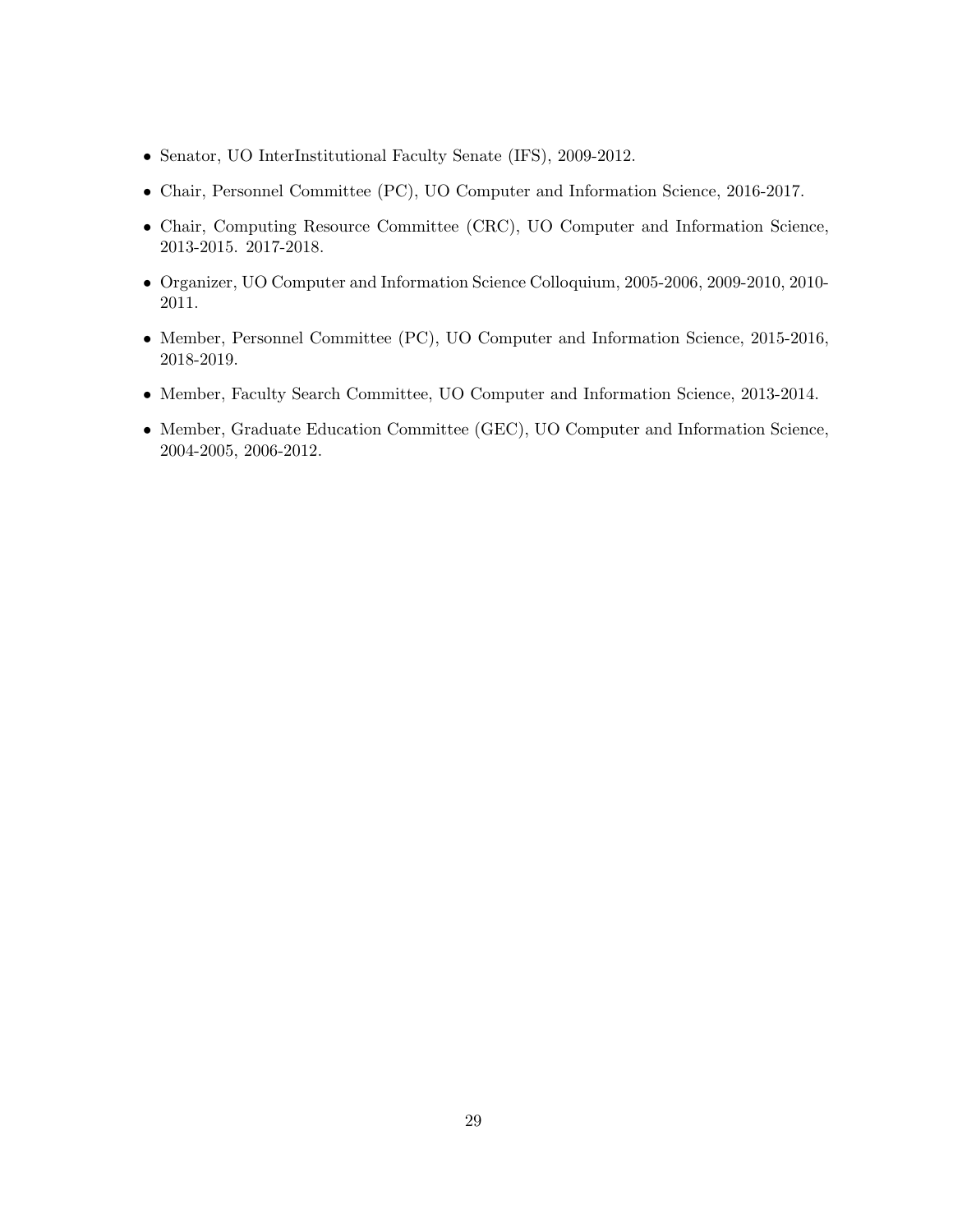- Senator, UO InterInstitutional Faculty Senate (IFS), 2009-2012.
- Chair, Personnel Committee (PC), UO Computer and Information Science, 2016-2017.
- Chair, Computing Resource Committee (CRC), UO Computer and Information Science, 2013-2015. 2017-2018.
- Organizer, UO Computer and Information Science Colloquium, 2005-2006, 2009-2010, 2010-2011.
- Member, Personnel Committee (PC), UO Computer and Information Science, 2015-2016, 2018-2019.
- Member, Faculty Search Committee, UO Computer and Information Science, 2013-2014.
- Member, Graduate Education Committee (GEC), UO Computer and Information Science, 2004-2005, 2006-2012.